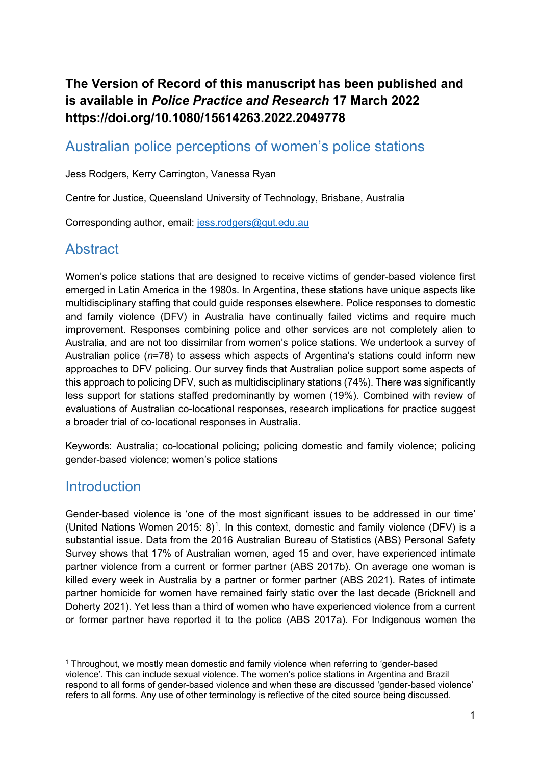**The Version of Record of this manuscript has been published and is available in *Police Practice and Research* 17 March 2022 https://doi.org/10.1080/15614263.2022.2049778**

# Australian police perceptions of women's police stations

Jess Rodgers, Kerry Carrington, Vanessa Ryan

Centre for Justice, Queensland University of Technology, Brisbane, Australia

Corresponding author, email: jess.rodgers@qut.edu.au

## Abstract

Women's police stations that are designed to receive victims of gender-based violence first emerged in Latin America in the 1980s. In Argentina, these stations have unique aspects like multidisciplinary staffing that could guide responses elsewhere. Police responses to domestic and family violence (DFV) in Australia have continually failed victims and require much improvement. Responses combining police and other services are not completely alien to Australia, and are not too dissimilar from women's police stations. We undertook a survey of Australian police (*n*=78) to assess which aspects of Argentina's stations could inform new approaches to DFV policing. Our survey finds that Australian police support some aspects of this approach to policing DFV, such as multidisciplinary stations (74%). There was significantly less support for stations staffed predominantly by women (19%). Combined with review of evaluations of Australian co-locational responses, research implications for practice suggest a broader trial of co-locational responses in Australia.

Keywords: Australia; co-locational policing; policing domestic and family violence; policing gender-based violence; women's police stations

## Introduction

Gender-based violence is 'one of the most significant issues to be addressed in our time' (United Nations Women 2015: 8)[1]. In this context, domestic and family violence (DFV) is a substantial issue. Data from the 2016 Australian Bureau of Statistics (ABS) Personal Safety Survey shows that 17% of Australian women, aged 15 and over, have experienced intimate partner violence from a current or former partner (ABS 2017b). On average one woman is killed every week in Australia by a partner or former partner (ABS 2021). Rates of intimate partner homicide for women have remained fairly static over the last decade (Bricknell and Doherty 2021). Yet less than a third of women who have experienced violence from a current or former partner have reported it to the police (ABS 2017a). For Indigenous women the

[1] Throughout, we mostly mean domestic and family violence when referring to 'gender-based violence'. This can include sexual violence. The women's police stations in Argentina and Brazil respond to all forms of gender-based violence and when these are discussed 'gender-based violence' refers to all forms. Any use of other terminology is reflective of the cited source being discussed.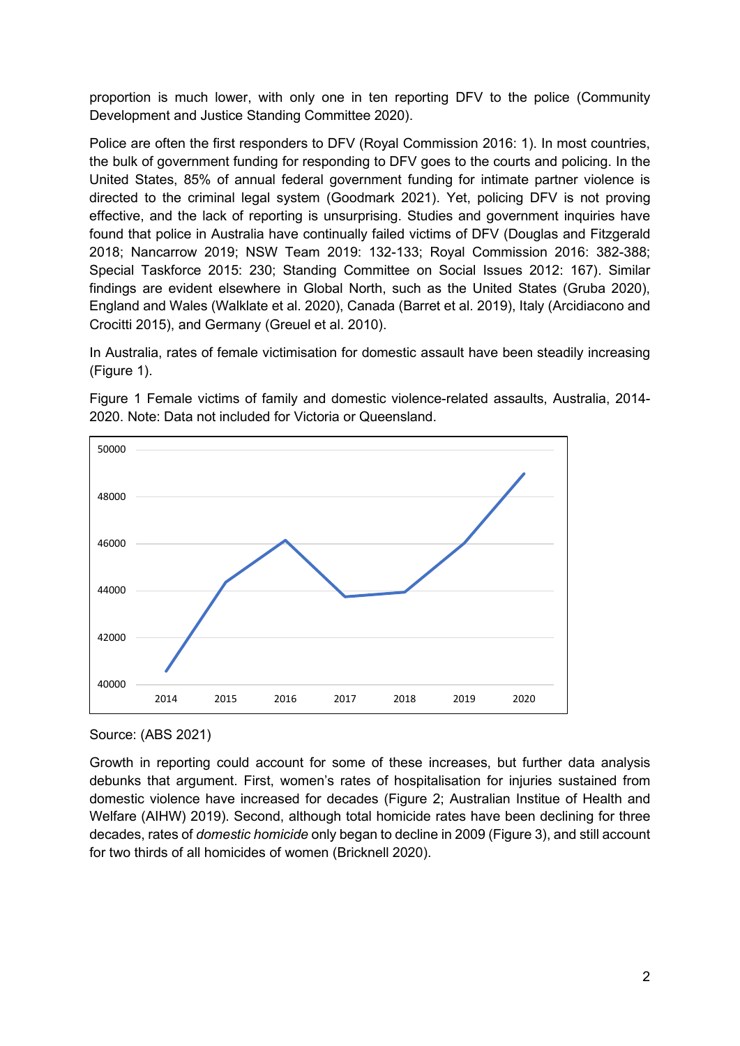proportion is much lower, with only one in ten reporting DFV to the police (Community Development and Justice Standing Committee 2020).

Police are often the first responders to DFV (Royal Commission 2016: 1). In most countries, the bulk of government funding for responding to DFV goes to the courts and policing. In the United States, 85% of annual federal government funding for intimate partner violence is directed to the criminal legal system (Goodmark 2021). Yet, policing DFV is not proving effective, and the lack of reporting is unsurprising. Studies and government inquiries have found that police in Australia have continually failed victims of DFV (Douglas and Fitzgerald 2018; Nancarrow 2019; NSW Team 2019: 132-133; Royal Commission 2016: 382-388; Special Taskforce 2015: 230; Standing Committee on Social Issues 2012: 167). Similar findings are evident elsewhere in Global North, such as the United States (Gruba 2020), England and Wales (Walklate et al. 2020), Canada (Barret et al. 2019), Italy (Arcidiacono and Crocitti 2015), and Germany (Greuel et al. 2010).

In Australia, rates of female victimisation for domestic assault have been steadily increasing (Figure 1).

Figure 1 Female victims of family and domestic violence-related assaults, Australia, 2014-2020. Note: Data not included for Victoria or Queensland.

Source: (ABS 2021)

Growth in reporting could account for some of these increases, but further data analysis debunks that argument. First, women's rates of hospitalisation for injuries sustained from domestic violence have increased for decades (Figure 2; Australian Institue of Health and Welfare (AIHW) 2019). Second, although total homicide rates have been declining for three decades, rates of *domestic homicide* only began to decline in 2009 (Figure 3), and still account for two thirds of all homicides of women (Bricknell 2020).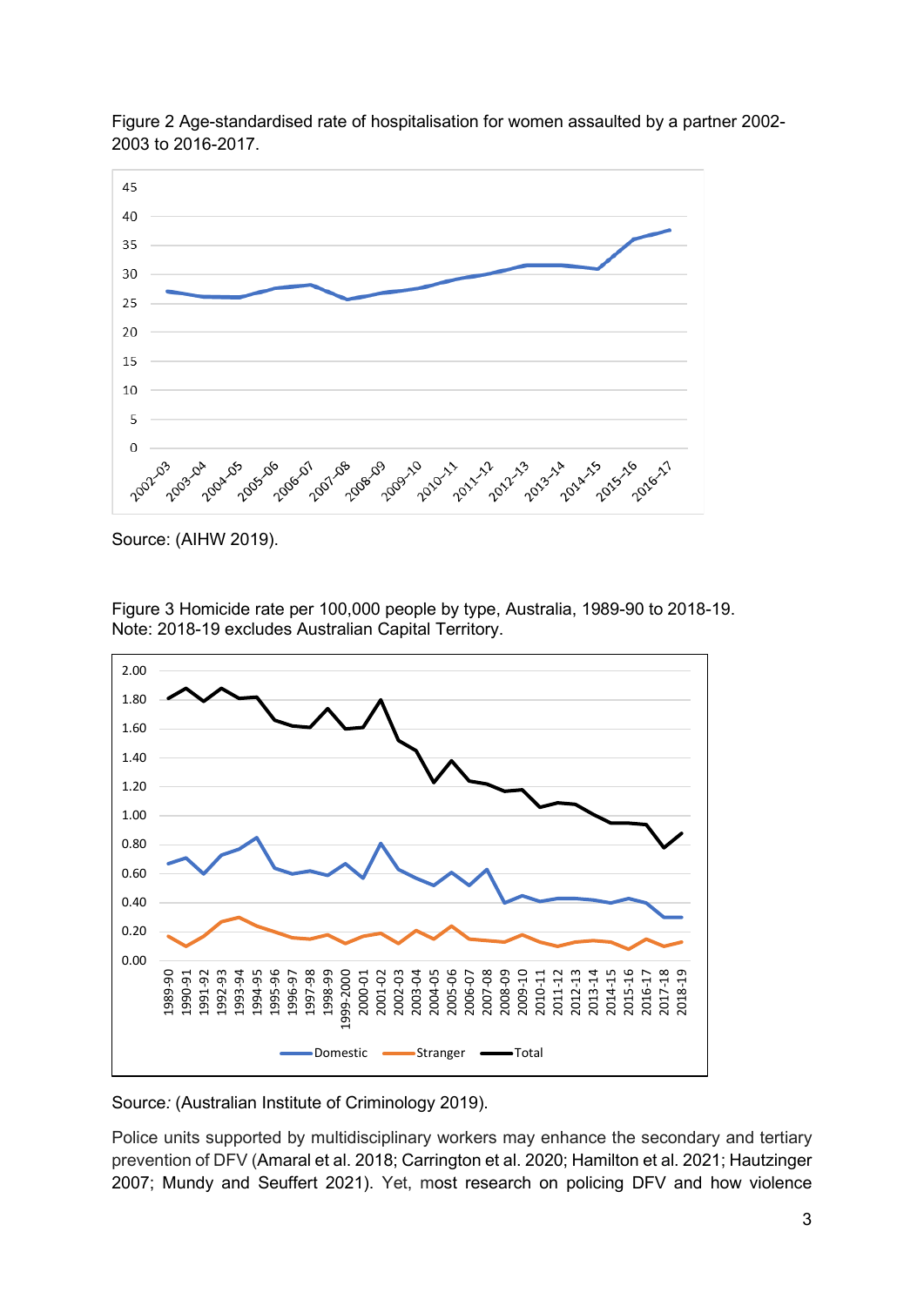Figure 2 Age-standardised rate of hospitalisation for women assaulted by a partner 2002-2003 to 2016-2017.

Source: (AIHW 2019).

Figure 3 Homicide rate per 100,000 people by type, Australia, 1989-90 to 2018-19. Note: 2018-19 excludes Australian Capital Territory.

Source*:* (Australian Institute of Criminology 2019).

Police units supported by multidisciplinary workers may enhance the secondary and tertiary prevention of DFV (Amaral et al. 2018; Carrington et al. 2020; Hamilton et al. 2021; Hautzinger 2007; Mundy and Seuffert 2021). Yet, most research on policing DFV and how violence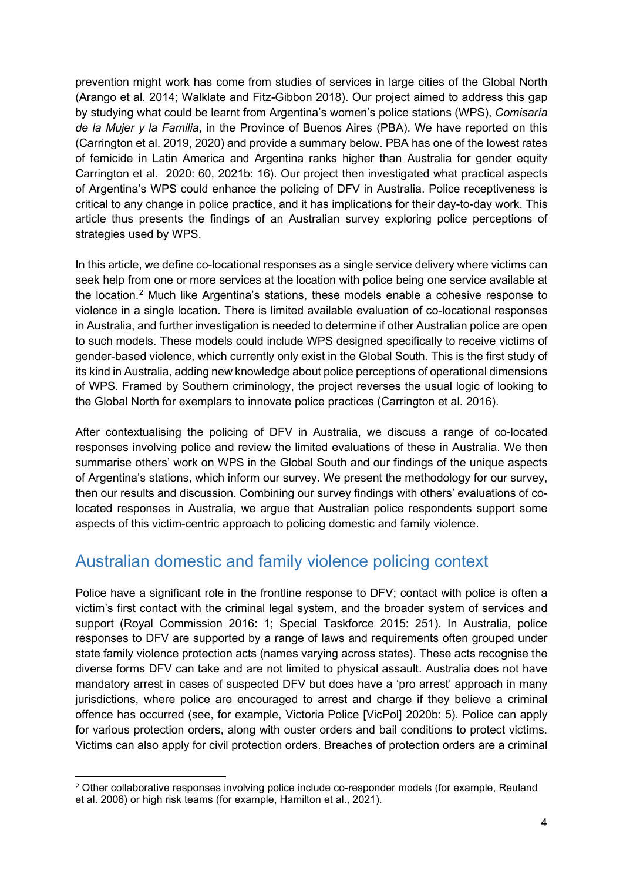prevention might work has come from studies of services in large cities of the Global North (Arango et al. 2014; Walklate and Fitz-Gibbon 2018). Our project aimed to address this gap by studying what could be learnt from Argentina's women's police stations (WPS), *Comisaría de la Mujer y la Familia*, in the Province of Buenos Aires (PBA). We have reported on this (Carrington et al. 2019, 2020) and provide a summary below. PBA has one of the lowest rates of femicide in Latin America and Argentina ranks higher than Australia for gender equity Carrington et al. 2020: 60, 2021b: 16). Our project then investigated what practical aspects of Argentina's WPS could enhance the policing of DFV in Australia. Police receptiveness is critical to any change in police practice, and it has implications for their day-to-day work. This article thus presents the findings of an Australian survey exploring police perceptions of strategies used by WPS.

In this article, we define co-locational responses as a single service delivery where victims can seek help from one or more services at the location with police being one service available at the location.[2] Much like Argentina's stations, these models enable a cohesive response to violence in a single location. There is limited available evaluation of co-locational responses in Australia, and further investigation is needed to determine if other Australian police are open to such models. These models could include WPS designed specifically to receive victims of gender-based violence, which currently only exist in the Global South. This is the first study of its kind in Australia, adding new knowledge about police perceptions of operational dimensions of WPS. Framed by Southern criminology, the project reverses the usual logic of looking to the Global North for exemplars to innovate police practices (Carrington et al. 2016).

After contextualising the policing of DFV in Australia, we discuss a range of co-located responses involving police and review the limited evaluations of these in Australia. We then summarise others' work on WPS in the Global South and our findings of the unique aspects of Argentina's stations, which inform our survey. We present the methodology for our survey, then our results and discussion. Combining our survey findings with others' evaluations of co-located responses in Australia, we argue that Australian police respondents support some aspects of this victim-centric approach to policing domestic and family violence.

## Australian domestic and family violence policing context

Police have a significant role in the frontline response to DFV; contact with police is often a victim's first contact with the criminal legal system, and the broader system of services and support (Royal Commission 2016: 1; Special Taskforce 2015: 251). In Australia, police responses to DFV are supported by a range of laws and requirements often grouped under state family violence protection acts (names varying across states). These acts recognise the diverse forms DFV can take and are not limited to physical assault. Australia does not have mandatory arrest in cases of suspected DFV but does have a 'pro arrest' approach in many jurisdictions, where police are encouraged to arrest and charge if they believe a criminal offence has occurred (see, for example, Victoria Police [VicPol] 2020b: 5). Police can apply for various protection orders, along with ouster orders and bail conditions to protect victims. Victims can also apply for civil protection orders. Breaches of protection orders are a criminal

[2] Other collaborative responses involving police include co-responder models (for example, Reuland et al. 2006) or high risk teams (for example, Hamilton et al., 2021).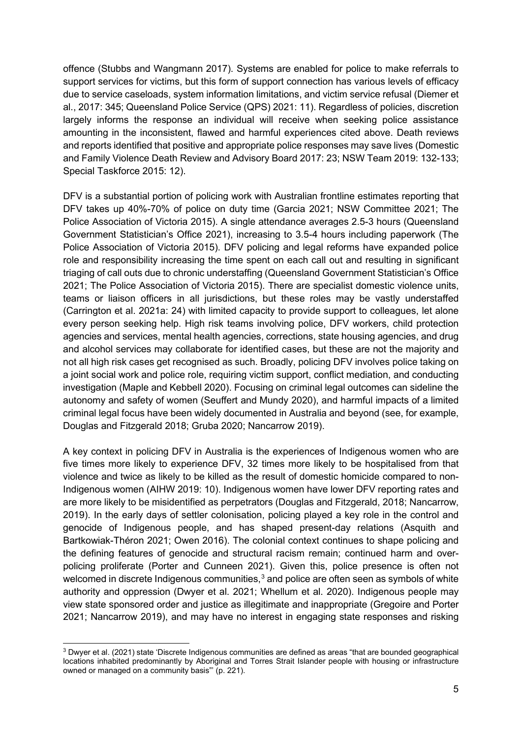offence (Stubbs and Wangmann 2017). Systems are enabled for police to make referrals to support services for victims, but this form of support connection has various levels of efficacy due to service caseloads, system information limitations, and victim service refusal (Diemer et al., 2017: 345; Queensland Police Service (QPS) 2021: 11). Regardless of policies, discretion largely informs the response an individual will receive when seeking police assistance amounting in the inconsistent, flawed and harmful experiences cited above. Death reviews and reports identified that positive and appropriate police responses may save lives (Domestic and Family Violence Death Review and Advisory Board 2017: 23; NSW Team 2019: 132-133; Special Taskforce 2015: 12).

DFV is a substantial portion of policing work with Australian frontline estimates reporting that DFV takes up 40%-70% of police on duty time (Garcia 2021; NSW Committee 2021; The Police Association of Victoria 2015). A single attendance averages 2.5-3 hours (Queensland Government Statistician's Office 2021), increasing to 3.5-4 hours including paperwork (The Police Association of Victoria 2015). DFV policing and legal reforms have expanded police role and responsibility increasing the time spent on each call out and resulting in significant triaging of call outs due to chronic understaffing (Queensland Government Statistician's Office 2021; The Police Association of Victoria 2015). There are specialist domestic violence units, teams or liaison officers in all jurisdictions, but these roles may be vastly understaffed (Carrington et al. 2021a: 24) with limited capacity to provide support to colleagues, let alone every person seeking help. High risk teams involving police, DFV workers, child protection agencies and services, mental health agencies, corrections, state housing agencies, and drug and alcohol services may collaborate for identified cases, but these are not the majority and not all high risk cases get recognised as such. Broadly, policing DFV involves police taking on a joint social work and police role, requiring victim support, conflict mediation, and conducting investigation (Maple and Kebbell 2020). Focusing on criminal legal outcomes can sideline the autonomy and safety of women (Seuffert and Mundy 2020), and harmful impacts of a limited criminal legal focus have been widely documented in Australia and beyond (see, for example, Douglas and Fitzgerald 2018; Gruba 2020; Nancarrow 2019).

A key context in policing DFV in Australia is the experiences of Indigenous women who are five times more likely to experience DFV, 32 times more likely to be hospitalised from that violence and twice as likely to be killed as the result of domestic homicide compared to non-Indigenous women (AIHW 2019: 10). Indigenous women have lower DFV reporting rates and are more likely to be misidentified as perpetrators (Douglas and Fitzgerald, 2018; Nancarrow, 2019). In the early days of settler colonisation, policing played a key role in the control and genocide of Indigenous people, and has shaped present-day relations (Asquith and Bartkowiak-Théron 2021; Owen 2016). The colonial context continues to shape policing and the defining features of genocide and structural racism remain; continued harm and over-policing proliferate (Porter and Cunneen 2021). Given this, police presence is often not welcomed in discrete Indigenous communities,[3] and police are often seen as symbols of white authority and oppression (Dwyer et al. 2021; Whellum et al. 2020). Indigenous people may view state sponsored order and justice as illegitimate and inappropriate (Gregoire and Porter 2021; Nancarrow 2019), and may have no interest in engaging state responses and risking

[3] Dwyer et al. (2021) state 'Discrete Indigenous communities are defined as areas "that are bounded geographical locations inhabited predominantly by Aboriginal and Torres Strait Islander people with housing or infrastructure owned or managed on a community basis"' (p. 221).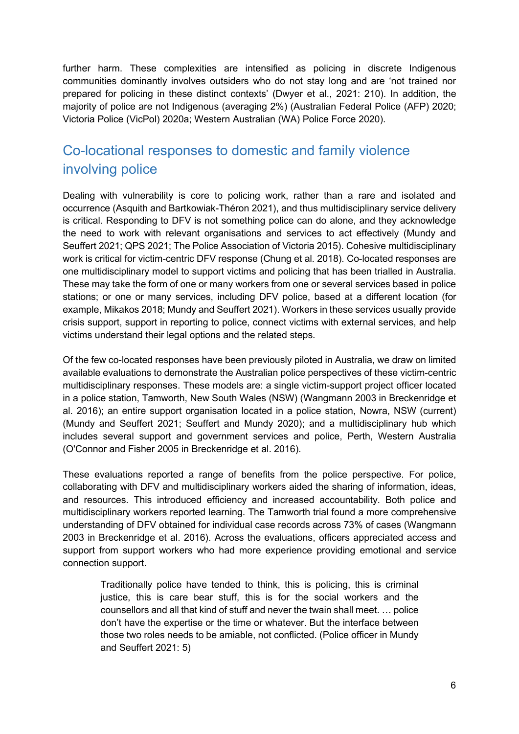further harm. These complexities are intensified as policing in discrete Indigenous communities dominantly involves outsiders who do not stay long and are 'not trained nor prepared for policing in these distinct contexts' (Dwyer et al., 2021: 210). In addition, the majority of police are not Indigenous (averaging 2%) (Australian Federal Police (AFP) 2020; Victoria Police (VicPol) 2020a; Western Australian (WA) Police Force 2020).

## Co-locational responses to domestic and family violence involving police

Dealing with vulnerability is core to policing work, rather than a rare and isolated and occurrence (Asquith and Bartkowiak-Théron 2021), and thus multidisciplinary service delivery is critical. Responding to DFV is not something police can do alone, and they acknowledge the need to work with relevant organisations and services to act effectively (Mundy and Seuffert 2021; QPS 2021; The Police Association of Victoria 2015). Cohesive multidisciplinary work is critical for victim-centric DFV response (Chung et al. 2018). Co-located responses are one multidisciplinary model to support victims and policing that has been trialled in Australia. These may take the form of one or many workers from one or several services based in police stations; or one or many services, including DFV police, based at a different location (for example, Mikakos 2018; Mundy and Seuffert 2021). Workers in these services usually provide crisis support, support in reporting to police, connect victims with external services, and help victims understand their legal options and the related steps.

Of the few co-located responses have been previously piloted in Australia, we draw on limited available evaluations to demonstrate the Australian police perspectives of these victim-centric multidisciplinary responses. These models are: a single victim-support project officer located in a police station, Tamworth, New South Wales (NSW) (Wangmann 2003 in Breckenridge et al. 2016); an entire support organisation located in a police station, Nowra, NSW (current) (Mundy and Seuffert 2021; Seuffert and Mundy 2020); and a multidisciplinary hub which includes several support and government services and police, Perth, Western Australia (O'Connor and Fisher 2005 in Breckenridge et al. 2016).

These evaluations reported a range of benefits from the police perspective. For police, collaborating with DFV and multidisciplinary workers aided the sharing of information, ideas, and resources. This introduced efficiency and increased accountability. Both police and multidisciplinary workers reported learning. The Tamworth trial found a more comprehensive understanding of DFV obtained for individual case records across 73% of cases (Wangmann 2003 in Breckenridge et al. 2016). Across the evaluations, officers appreciated access and support from support workers who had more experience providing emotional and service connection support.

> Traditionally police have tended to think, this is policing, this is criminal justice, this is care bear stuff, this is for the social workers and the counsellors and all that kind of stuff and never the twain shall meet. … police don't have the expertise or the time or whatever. But the interface between those two roles needs to be amiable, not conflicted. (Police officer in Mundy and Seuffert 2021: 5)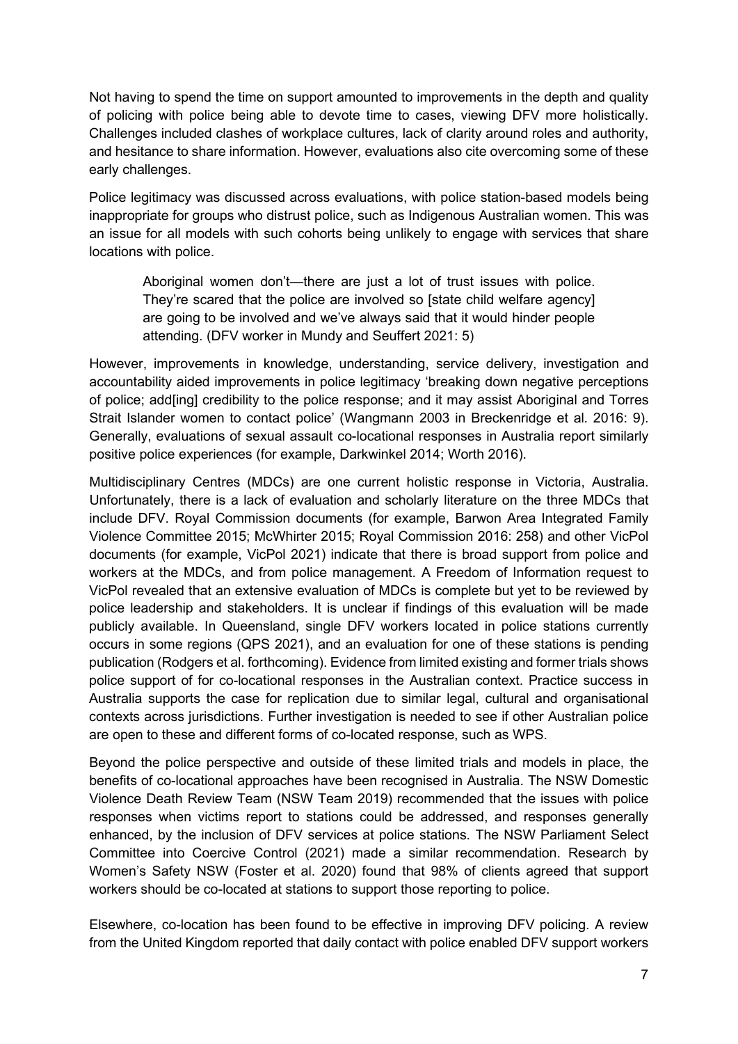Not having to spend the time on support amounted to improvements in the depth and quality of policing with police being able to devote time to cases, viewing DFV more holistically. Challenges included clashes of workplace cultures, lack of clarity around roles and authority, and hesitance to share information. However, evaluations also cite overcoming some of these early challenges.

Police legitimacy was discussed across evaluations, with police station-based models being inappropriate for groups who distrust police, such as Indigenous Australian women. This was an issue for all models with such cohorts being unlikely to engage with services that share locations with police.

> Aboriginal women don't—there are just a lot of trust issues with police. They're scared that the police are involved so [state child welfare agency] are going to be involved and we've always said that it would hinder people attending. (DFV worker in Mundy and Seuffert 2021: 5)

However, improvements in knowledge, understanding, service delivery, investigation and accountability aided improvements in police legitimacy 'breaking down negative perceptions of police; add[ing] credibility to the police response; and it may assist Aboriginal and Torres Strait Islander women to contact police' (Wangmann 2003 in Breckenridge et al. 2016: 9). Generally, evaluations of sexual assault co-locational responses in Australia report similarly positive police experiences (for example, Darkwinkel 2014; Worth 2016).

Multidisciplinary Centres (MDCs) are one current holistic response in Victoria, Australia. Unfortunately, there is a lack of evaluation and scholarly literature on the three MDCs that include DFV. Royal Commission documents (for example, Barwon Area Integrated Family Violence Committee 2015; McWhirter 2015; Royal Commission 2016: 258) and other VicPol documents (for example, VicPol 2021) indicate that there is broad support from police and workers at the MDCs, and from police management. A Freedom of Information request to VicPol revealed that an extensive evaluation of MDCs is complete but yet to be reviewed by police leadership and stakeholders. It is unclear if findings of this evaluation will be made publicly available. In Queensland, single DFV workers located in police stations currently occurs in some regions (QPS 2021), and an evaluation for one of these stations is pending publication (Rodgers et al. forthcoming). Evidence from limited existing and former trials shows police support of for co-locational responses in the Australian context. Practice success in Australia supports the case for replication due to similar legal, cultural and organisational contexts across jurisdictions. Further investigation is needed to see if other Australian police are open to these and different forms of co-located response, such as WPS.

Beyond the police perspective and outside of these limited trials and models in place, the benefits of co-locational approaches have been recognised in Australia. The NSW Domestic Violence Death Review Team (NSW Team 2019) recommended that the issues with police responses when victims report to stations could be addressed, and responses generally enhanced, by the inclusion of DFV services at police stations. The NSW Parliament Select Committee into Coercive Control (2021) made a similar recommendation. Research by Women's Safety NSW (Foster et al. 2020) found that 98% of clients agreed that support workers should be co-located at stations to support those reporting to police.

Elsewhere, co-location has been found to be effective in improving DFV policing. A review from the United Kingdom reported that daily contact with police enabled DFV support workers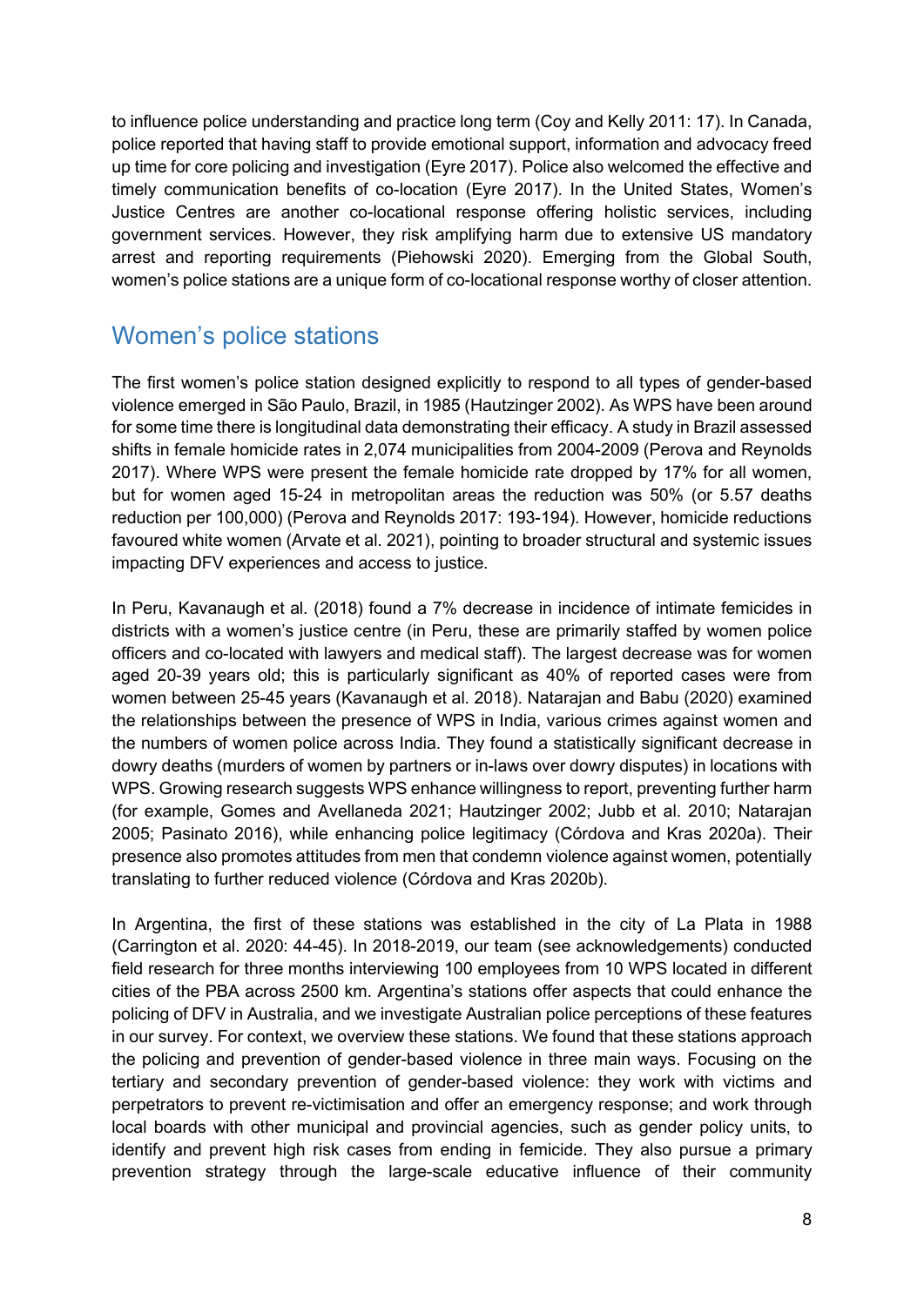to influence police understanding and practice long term (Coy and Kelly 2011: 17). In Canada, police reported that having staff to provide emotional support, information and advocacy freed up time for core policing and investigation (Eyre 2017). Police also welcomed the effective and timely communication benefits of co-location (Eyre 2017). In the United States, Women's Justice Centres are another co-locational response offering holistic services, including government services. However, they risk amplifying harm due to extensive US mandatory arrest and reporting requirements (Piehowski 2020). Emerging from the Global South, women's police stations are a unique form of co-locational response worthy of closer attention.

## Women's police stations

The first women's police station designed explicitly to respond to all types of gender-based violence emerged in São Paulo, Brazil, in 1985 (Hautzinger 2002). As WPS have been around for some time there is longitudinal data demonstrating their efficacy. A study in Brazil assessed shifts in female homicide rates in 2,074 municipalities from 2004-2009 (Perova and Reynolds 2017). Where WPS were present the female homicide rate dropped by 17% for all women, but for women aged 15-24 in metropolitan areas the reduction was 50% (or 5.57 deaths reduction per 100,000) (Perova and Reynolds 2017: 193-194). However, homicide reductions favoured white women (Arvate et al. 2021), pointing to broader structural and systemic issues impacting DFV experiences and access to justice.

In Peru, Kavanaugh et al. (2018) found a 7% decrease in incidence of intimate femicides in districts with a women's justice centre (in Peru, these are primarily staffed by women police officers and co-located with lawyers and medical staff). The largest decrease was for women aged 20-39 years old; this is particularly significant as 40% of reported cases were from women between 25-45 years (Kavanaugh et al. 2018). Natarajan and Babu (2020) examined the relationships between the presence of WPS in India, various crimes against women and the numbers of women police across India. They found a statistically significant decrease in dowry deaths (murders of women by partners or in-laws over dowry disputes) in locations with WPS. Growing research suggests WPS enhance willingness to report, preventing further harm (for example, Gomes and Avellaneda 2021; Hautzinger 2002; Jubb et al. 2010; Natarajan 2005; Pasinato 2016), while enhancing police legitimacy (Córdova and Kras 2020a). Their presence also promotes attitudes from men that condemn violence against women, potentially translating to further reduced violence (Córdova and Kras 2020b).

In Argentina, the first of these stations was established in the city of La Plata in 1988 (Carrington et al. 2020: 44-45). In 2018-2019, our team (see acknowledgements) conducted field research for three months interviewing 100 employees from 10 WPS located in different cities of the PBA across 2500 km. Argentina's stations offer aspects that could enhance the policing of DFV in Australia, and we investigate Australian police perceptions of these features in our survey. For context, we overview these stations. We found that these stations approach the policing and prevention of gender-based violence in three main ways. Focusing on the tertiary and secondary prevention of gender-based violence: they work with victims and perpetrators to prevent re-victimisation and offer an emergency response; and work through local boards with other municipal and provincial agencies, such as gender policy units, to identify and prevent high risk cases from ending in femicide. They also pursue a primary prevention strategy through the large-scale educative influence of their community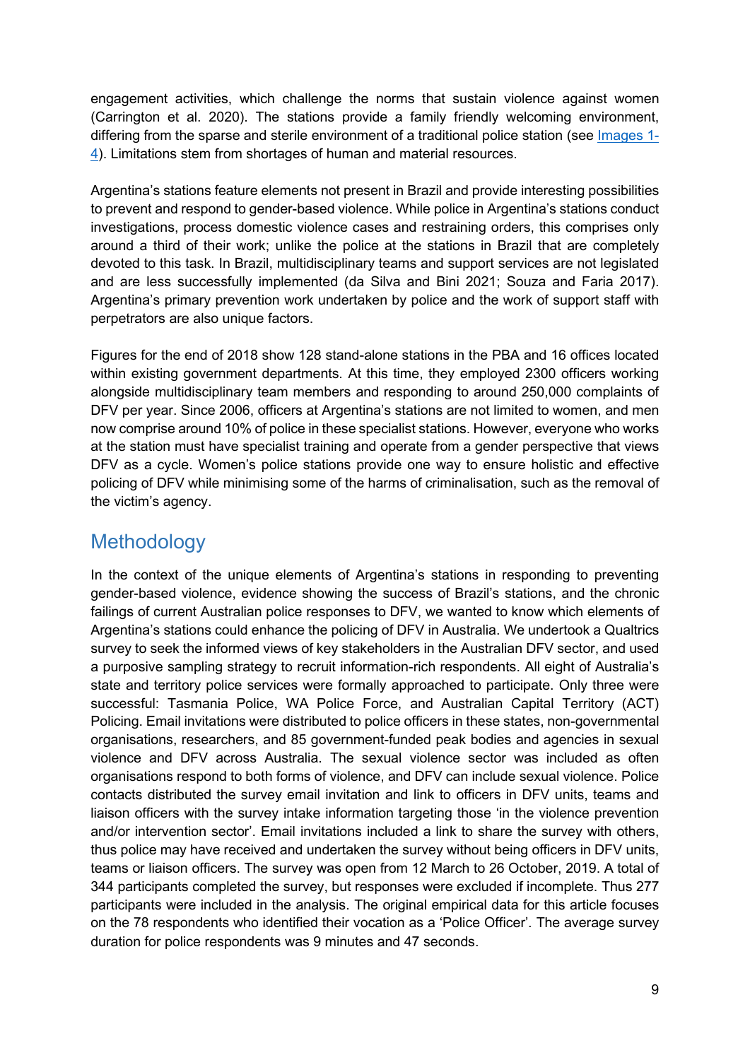engagement activities, which challenge the norms that sustain violence against women (Carrington et al. 2020). The stations provide a family friendly welcoming environment, differing from the sparse and sterile environment of a traditional police station (see Images 1-4). Limitations stem from shortages of human and material resources.

Argentina's stations feature elements not present in Brazil and provide interesting possibilities to prevent and respond to gender-based violence. While police in Argentina's stations conduct investigations, process domestic violence cases and restraining orders, this comprises only around a third of their work; unlike the police at the stations in Brazil that are completely devoted to this task. In Brazil, multidisciplinary teams and support services are not legislated and are less successfully implemented (da Silva and Bini 2021; Souza and Faria 2017). Argentina's primary prevention work undertaken by police and the work of support staff with perpetrators are also unique factors.

Figures for the end of 2018 show 128 stand-alone stations in the PBA and 16 offices located within existing government departments. At this time, they employed 2300 officers working alongside multidisciplinary team members and responding to around 250,000 complaints of DFV per year. Since 2006, officers at Argentina's stations are not limited to women, and men now comprise around 10% of police in these specialist stations. However, everyone who works at the station must have specialist training and operate from a gender perspective that views DFV as a cycle. Women's police stations provide one way to ensure holistic and effective policing of DFV while minimising some of the harms of criminalisation, such as the removal of the victim's agency.

## Methodology

In the context of the unique elements of Argentina's stations in responding to preventing gender-based violence, evidence showing the success of Brazil's stations, and the chronic failings of current Australian police responses to DFV, we wanted to know which elements of Argentina's stations could enhance the policing of DFV in Australia. We undertook a Qualtrics survey to seek the informed views of key stakeholders in the Australian DFV sector, and used a purposive sampling strategy to recruit information-rich respondents. All eight of Australia's state and territory police services were formally approached to participate. Only three were successful: Tasmania Police, WA Police Force, and Australian Capital Territory (ACT) Policing. Email invitations were distributed to police officers in these states, non-governmental organisations, researchers, and 85 government-funded peak bodies and agencies in sexual violence and DFV across Australia. The sexual violence sector was included as often organisations respond to both forms of violence, and DFV can include sexual violence. Police contacts distributed the survey email invitation and link to officers in DFV units, teams and liaison officers with the survey intake information targeting those 'in the violence prevention and/or intervention sector'. Email invitations included a link to share the survey with others, thus police may have received and undertaken the survey without being officers in DFV units, teams or liaison officers. The survey was open from 12 March to 26 October, 2019. A total of 344 participants completed the survey, but responses were excluded if incomplete. Thus 277 participants were included in the analysis. The original empirical data for this article focuses on the 78 respondents who identified their vocation as a 'Police Officer'. The average survey duration for police respondents was 9 minutes and 47 seconds.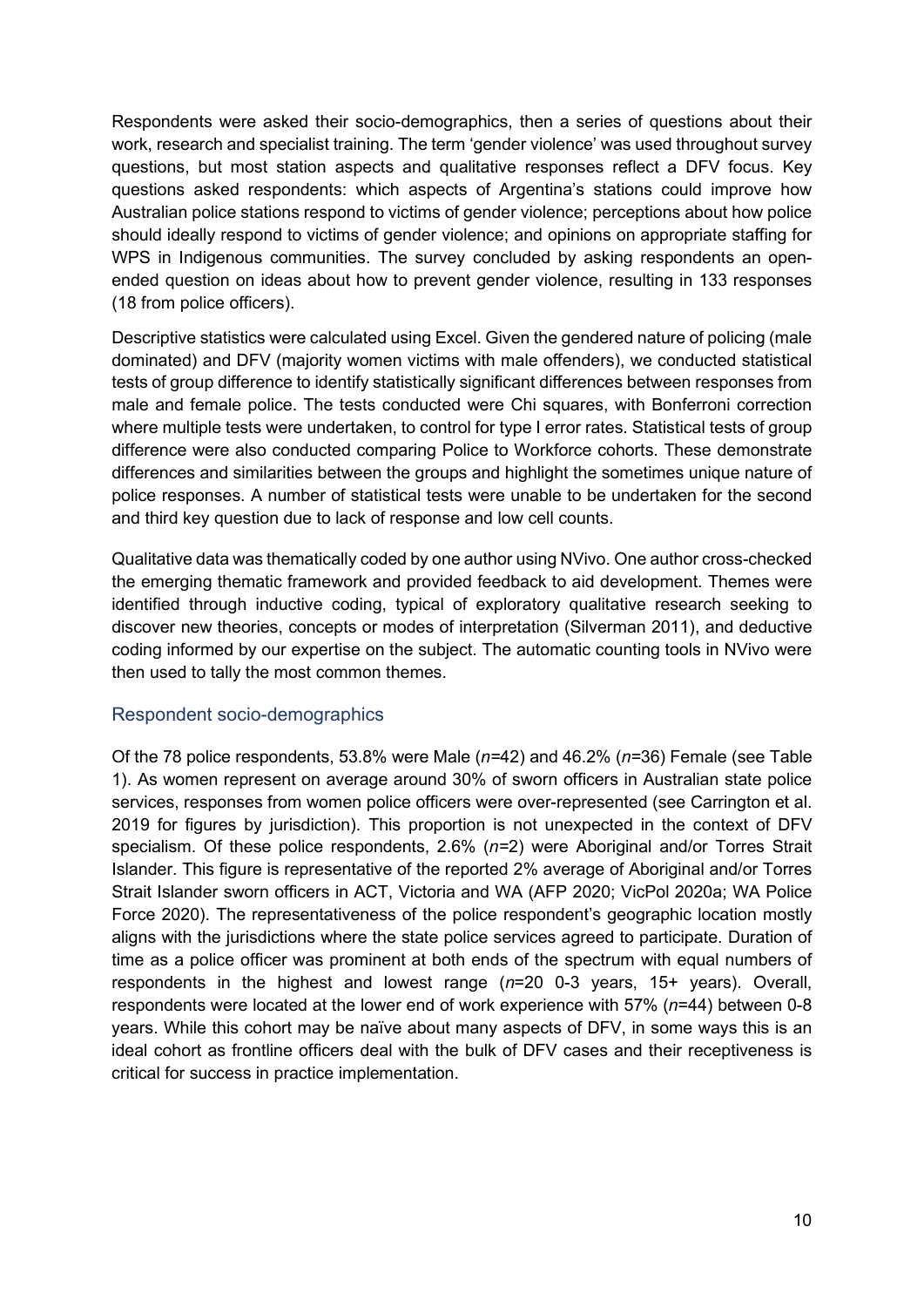Respondents were asked their socio-demographics, then a series of questions about their work, research and specialist training. The term 'gender violence' was used throughout survey questions, but most station aspects and qualitative responses reflect a DFV focus. Key questions asked respondents: which aspects of Argentina's stations could improve how Australian police stations respond to victims of gender violence; perceptions about how police should ideally respond to victims of gender violence; and opinions on appropriate staffing for WPS in Indigenous communities. The survey concluded by asking respondents an open-ended question on ideas about how to prevent gender violence, resulting in 133 responses (18 from police officers).

Descriptive statistics were calculated using Excel. Given the gendered nature of policing (male dominated) and DFV (majority women victims with male offenders), we conducted statistical tests of group difference to identify statistically significant differences between responses from male and female police. The tests conducted were Chi squares, with Bonferroni correction where multiple tests were undertaken, to control for type I error rates. Statistical tests of group difference were also conducted comparing Police to Workforce cohorts. These demonstrate differences and similarities between the groups and highlight the sometimes unique nature of police responses. A number of statistical tests were unable to be undertaken for the second and third key question due to lack of response and low cell counts.

Qualitative data was thematically coded by one author using NVivo. One author cross-checked the emerging thematic framework and provided feedback to aid development. Themes were identified through inductive coding, typical of exploratory qualitative research seeking to discover new theories, concepts or modes of interpretation (Silverman 2011), and deductive coding informed by our expertise on the subject. The automatic counting tools in NVivo were then used to tally the most common themes.

## Respondent socio-demographics

Of the 78 police respondents, 53.8% were Male (*n*=42) and 46.2% (*n*=36) Female (see Table 1). As women represent on average around 30% of sworn officers in Australian state police services, responses from women police officers were over-represented (see Carrington et al. 2019 for figures by jurisdiction). This proportion is not unexpected in the context of DFV specialism. Of these police respondents, 2.6% (*n*=2) were Aboriginal and/or Torres Strait Islander. This figure is representative of the reported 2% average of Aboriginal and/or Torres Strait Islander sworn officers in ACT, Victoria and WA (AFP 2020; VicPol 2020a; WA Police Force 2020). The representativeness of the police respondent's geographic location mostly aligns with the jurisdictions where the state police services agreed to participate. Duration of time as a police officer was prominent at both ends of the spectrum with equal numbers of respondents in the highest and lowest range (*n*=20 0-3 years, 15+ years). Overall, respondents were located at the lower end of work experience with 57% (*n*=44) between 0-8 years. While this cohort may be naïve about many aspects of DFV, in some ways this is an ideal cohort as frontline officers deal with the bulk of DFV cases and their receptiveness is critical for success in practice implementation.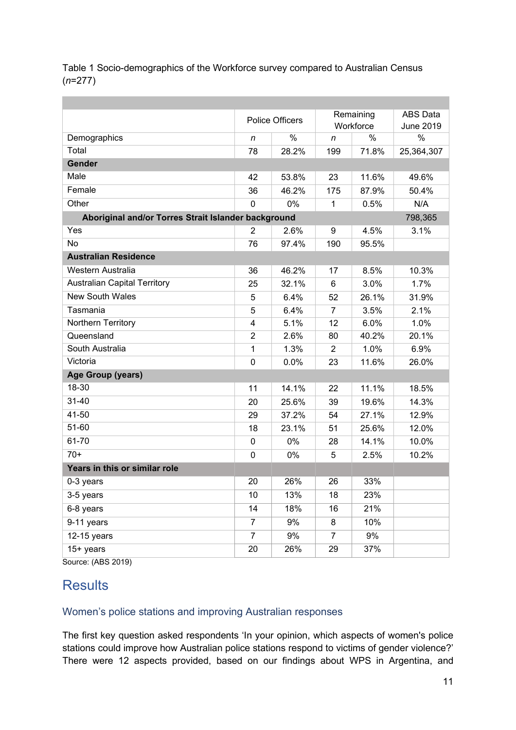Table 1 Socio-demographics of the Workforce survey compared to Australian Census (*n*=277)

| | Police Officers | | Remaining Workforce | | ABS Data June 2019 |
|---|---|---|---|---|---|
| Demographics | *n* | % | *n* | % | % |
| Total | 78 | 28.2% | 199 | 71.8% | 25,364,307 |
| **Gender** | | | | | |
| Male | 42 | 53.8% | 23 | 11.6% | 49.6% |
| Female | 36 | 46.2% | 175 | 87.9% | 50.4% |
| Other | 0 | 0% | 1 | 0.5% | N/A |
| **Aboriginal and/or Torres Strait Islander background** | | | | | 798,365 |
| Yes | 2 | 2.6% | 9 | 4.5% | 3.1% |
| No | 76 | 97.4% | 190 | 95.5% | |
| **Australian Residence** | | | | | |
| Western Australia | 36 | 46.2% | 17 | 8.5% | 10.3% |
| Australian Capital Territory | 25 | 32.1% | 6 | 3.0% | 1.7% |
| New South Wales | 5 | 6.4% | 52 | 26.1% | 31.9% |
| Tasmania | 5 | 6.4% | 7 | 3.5% | 2.1% |
| Northern Territory | 4 | 5.1% | 12 | 6.0% | 1.0% |
| Queensland | 2 | 2.6% | 80 | 40.2% | 20.1% |
| South Australia | 1 | 1.3% | 2 | 1.0% | 6.9% |
| Victoria | 0 | 0.0% | 23 | 11.6% | 26.0% |
| **Age Group (years)** | | | | | |
| 18-30 | 11 | 14.1% | 22 | 11.1% | 18.5% |
| 31-40 | 20 | 25.6% | 39 | 19.6% | 14.3% |
| 41-50 | 29 | 37.2% | 54 | 27.1% | 12.9% |
| 51-60 | 18 | 23.1% | 51 | 25.6% | 12.0% |
| 61-70 | 0 | 0% | 28 | 14.1% | 10.0% |
| 70+ | 0 | 0% | 5 | 2.5% | 10.2% |
| **Years in this or similar role** | | | | | |
| 0-3 years | 20 | 26% | 26 | 33% | |
| 3-5 years | 10 | 13% | 18 | 23% | |
| 6-8 years | 14 | 18% | 16 | 21% | |
| 9-11 years | 7 | 9% | 8 | 10% | |
| 12-15 years | 7 | 9% | 7 | 9% | |
| 15+ years | 20 | 26% | 29 | 37% | |

Source: (ABS 2019)

# Results

## Women's police stations and improving Australian responses

The first key question asked respondents 'In your opinion, which aspects of women's police stations could improve how Australian police stations respond to victims of gender violence?' There were 12 aspects provided, based on our findings about WPS in Argentina, and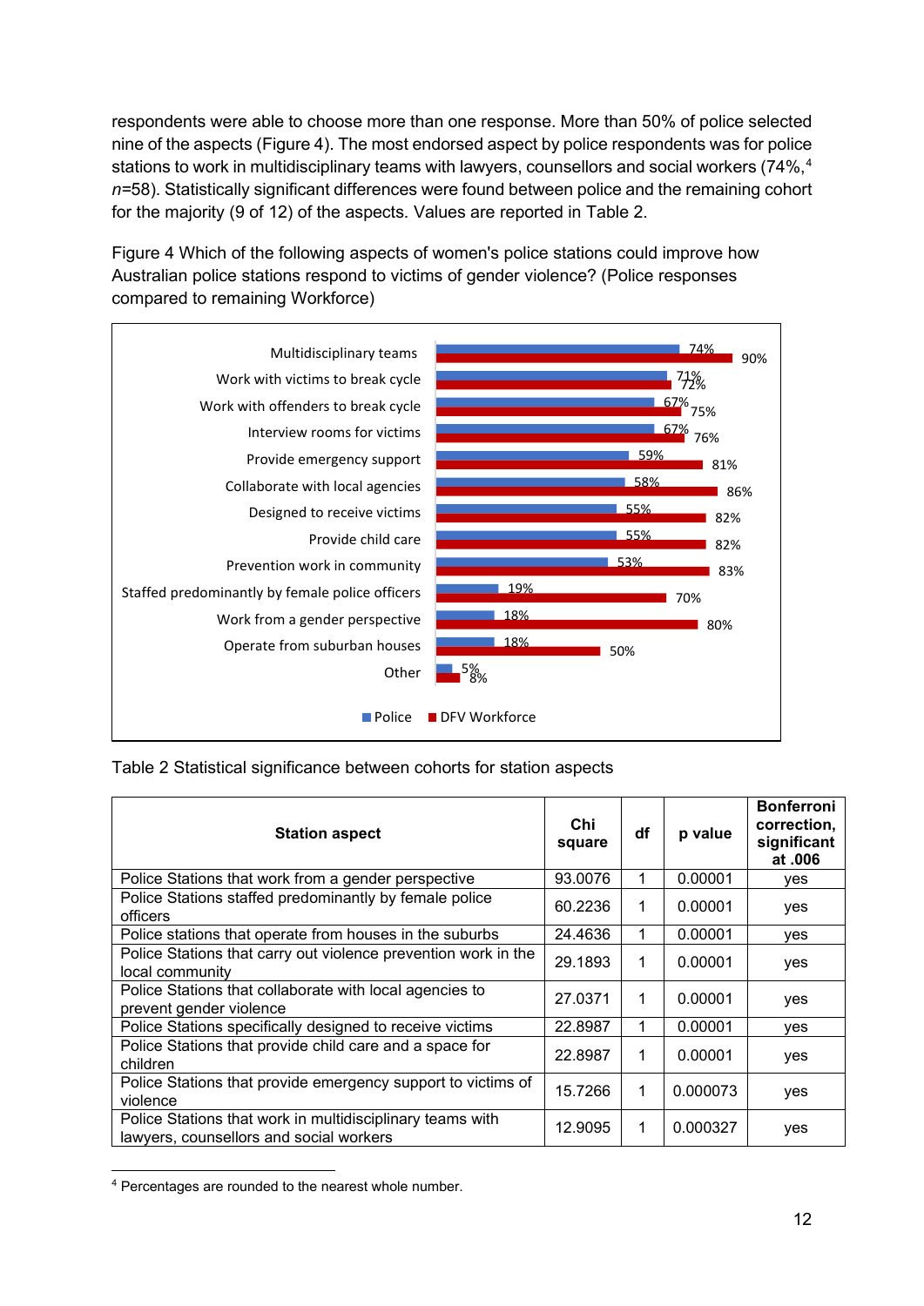respondents were able to choose more than one response. More than 50% of police selected nine of the aspects (Figure 4). The most endorsed aspect by police respondents was for police stations to work in multidisciplinary teams with lawyers, counsellors and social workers (74%,[4] *n*=58). Statistically significant differences were found between police and the remaining cohort for the majority (9 of 12) of the aspects. Values are reported in Table 2.

Figure 4 Which of the following aspects of women's police stations could improve how Australian police stations respond to victims of gender violence? (Police responses compared to remaining Workforce)

Multidisciplinary teams 74% 90%
Work with victims to break cycle 71% 72%
Work with offenders to break cycle 67% 75%
Interview rooms for victims 67% 76%
Provide emergency support 59% 81%
Collaborate with local agencies 58% 86%
Designed to receive victims 55% 82%
Provide child care 55% 82%
Prevention work in community 53% 83%
Staffed predominantly by female police officers 19% 70%
Work from a gender perspective 18% 80%
Operate from suburban houses 18% 50%
Other 5% 8%

Police
DFV Workforce

Table 2 Statistical significance between cohorts for station aspects

| Station aspect | Chi square | df | p value | Bonferroni correction, significant at .006 |
|---|---|---|---|---|
| Police Stations that work from a gender perspective | 93.0076 | 1 | 0.00001 | yes |
| Police Stations staffed predominantly by female police officers | 60.2236 | 1 | 0.00001 | yes |
| Police stations that operate from houses in the suburbs | 24.4636 | 1 | 0.00001 | yes |
| Police Stations that carry out violence prevention work in the local community | 29.1893 | 1 | 0.00001 | yes |
| Police Stations that collaborate with local agencies to prevent gender violence | 27.0371 | 1 | 0.00001 | yes |
| Police Stations specifically designed to receive victims | 22.8987 | 1 | 0.00001 | yes |
| Police Stations that provide child care and a space for children | 22.8987 | 1 | 0.00001 | yes |
| Police Stations that provide emergency support to victims of violence | 15.7266 | 1 | 0.000073 | yes |
| Police Stations that work in multidisciplinary teams with lawyers, counsellors and social workers | 12.9095 | 1 | 0.000327 | yes |

[4] Percentages are rounded to the nearest whole number.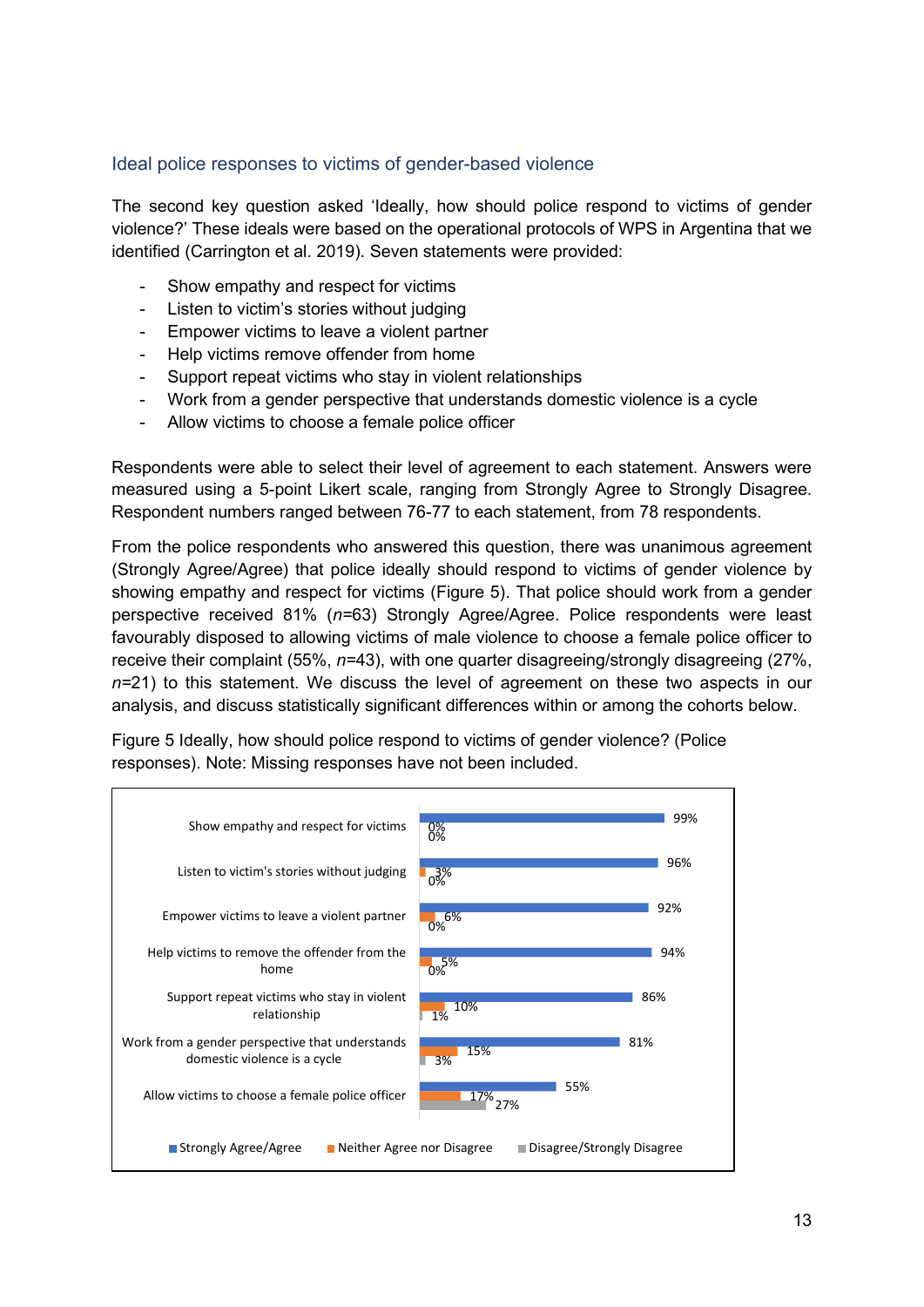## Ideal police responses to victims of gender-based violence

The second key question asked 'Ideally, how should police respond to victims of gender violence?' These ideals were based on the operational protocols of WPS in Argentina that we identified (Carrington et al. 2019). Seven statements were provided:

- Show empathy and respect for victims
- Listen to victim's stories without judging
- Empower victims to leave a violent partner
- Help victims remove offender from home
- Support repeat victims who stay in violent relationships
- Work from a gender perspective that understands domestic violence is a cycle
- Allow victims to choose a female police officer

Respondents were able to select their level of agreement to each statement. Answers were measured using a 5-point Likert scale, ranging from Strongly Agree to Strongly Disagree. Respondent numbers ranged between 76-77 to each statement, from 78 respondents.

From the police respondents who answered this question, there was unanimous agreement (Strongly Agree/Agree) that police ideally should respond to victims of gender violence by showing empathy and respect for victims (Figure 5). That police should work from a gender perspective received 81% (*n*=63) Strongly Agree/Agree. Police respondents were least favourably disposed to allowing victims of male violence to choose a female police officer to receive their complaint (55%, *n*=43), with one quarter disagreeing/strongly disagreeing (27%, *n*=21) to this statement. We discuss the level of agreement on these two aspects in our analysis, and discuss statistically significant differences within or among the cohorts below.

Figure 5 Ideally, how should police respond to victims of gender violence? (Police responses). Note: Missing responses have not been included.

Show empathy and respect for victims
99%
0%
0%

Listen to victim's stories without judging
96%
3%
0%

Empower victims to leave a violent partner
92%
6%
0%

Help victims to remove the offender from the home
94%
5%
0%

Support repeat victims who stay in violent relationship
86%
10%
1%

Work from a gender perspective that understands domestic violence is a cycle
81%
15%
3%

Allow victims to choose a female police officer
55%
17%
27%

Strongly Agree/Agree
Neither Agree nor Disagree
Disagree/Strongly Disagree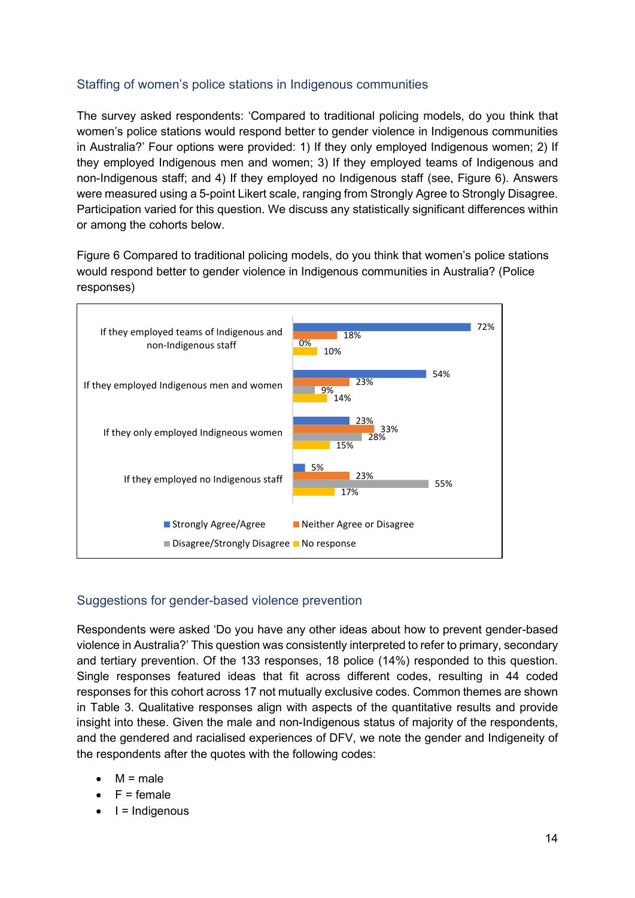### Staffing of women's police stations in Indigenous communities

The survey asked respondents: 'Compared to traditional policing models, do you think that women's police stations would respond better to gender violence in Indigenous communities in Australia?' Four options were provided: 1) If they only employed Indigenous women; 2) If they employed Indigenous men and women; 3) If they employed teams of Indigenous and non-Indigenous staff; and 4) If they employed no Indigenous staff (see, Figure 6). Answers were measured using a 5-point Likert scale, ranging from Strongly Agree to Strongly Disagree. Participation varied for this question. We discuss any statistically significant differences within or among the cohorts below.

Figure 6 Compared to traditional policing models, do you think that women's police stations would respond better to gender violence in Indigenous communities in Australia? (Police responses)

If they employed teams of Indigenous and non-Indigenous staff
72%
18%
0%
10%

If they employed Indigenous men and women
54%
23%
9%
14%

If they only employed Indigneous women
23%
33%
28%
15%

If they employed no Indigenous staff
5%
23%
55%
17%

Strongly Agree/Agree
Neither Agree or Disagree
Disagree/Strongly Disagree
No response

### Suggestions for gender-based violence prevention

Respondents were asked 'Do you have any other ideas about how to prevent gender-based violence in Australia?' This question was consistently interpreted to refer to primary, secondary and tertiary prevention. Of the 133 responses, 18 police (14%) responded to this question. Single responses featured ideas that fit across different codes, resulting in 44 coded responses for this cohort across 17 not mutually exclusive codes. Common themes are shown in Table 3. Qualitative responses align with aspects of the quantitative results and provide insight into these. Given the male and non-Indigenous status of majority of the respondents, and the gendered and racialised experiences of DFV, we note the gender and Indigeneity of the respondents after the quotes with the following codes:

- M = male
- F = female
- I = Indigenous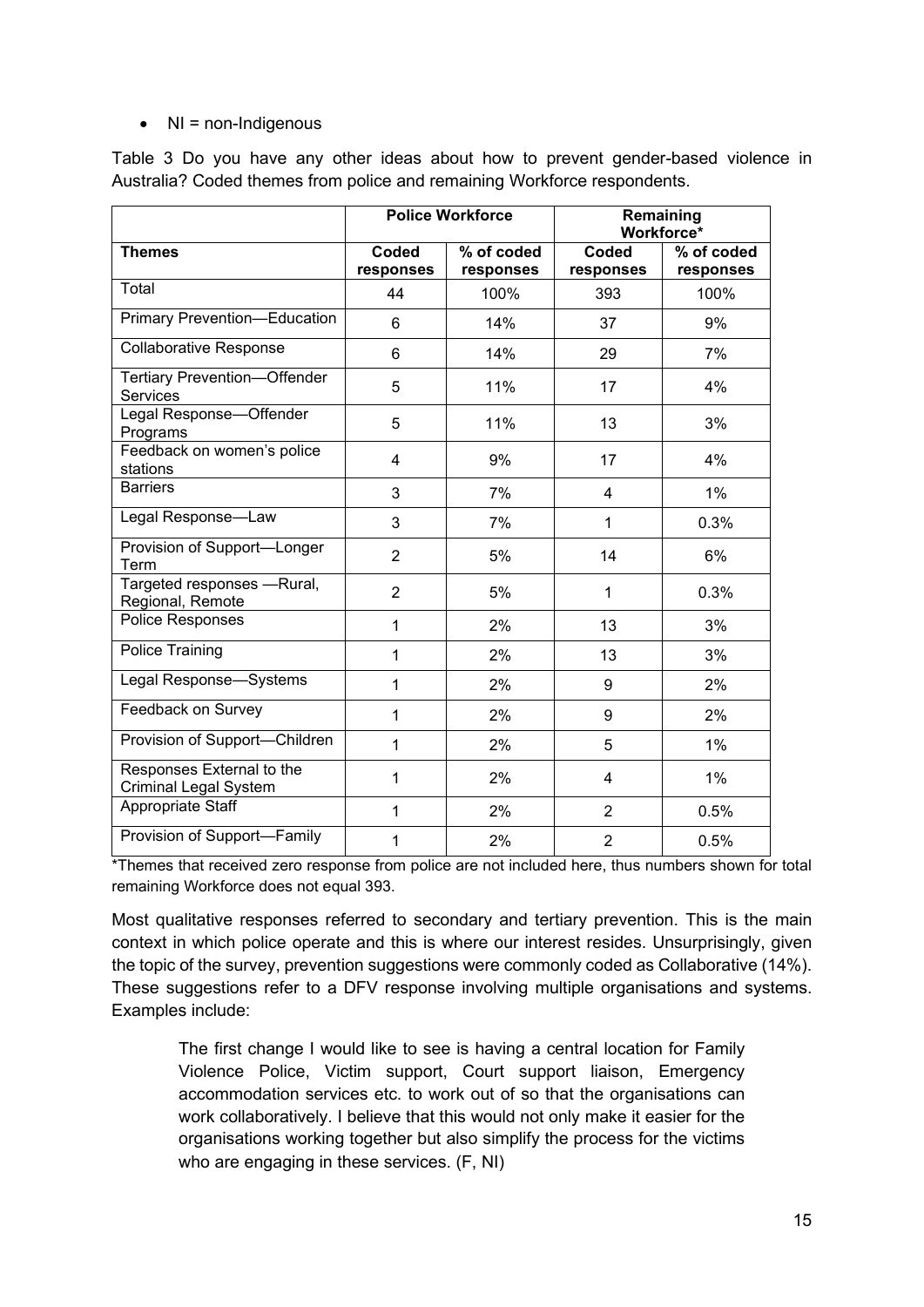- NI = non-Indigenous

Table 3 Do you have any other ideas about how to prevent gender-based violence in Australia? Coded themes from police and remaining Workforce respondents.

| | Police Workforce | | Remaining Workforce* | |
|---|---|---|---|---|
| **Themes** | **Coded responses** | **% of coded responses** | **Coded responses** | **% of coded responses** |
| Total | 44 | 100% | 393 | 100% |
| Primary Prevention—Education | 6 | 14% | 37 | 9% |
| Collaborative Response | 6 | 14% | 29 | 7% |
| Tertiary Prevention—Offender Services | 5 | 11% | 17 | 4% |
| Legal Response—Offender Programs | 5 | 11% | 13 | 3% |
| Feedback on women's police stations | 4 | 9% | 17 | 4% |
| Barriers | 3 | 7% | 4 | 1% |
| Legal Response—Law | 3 | 7% | 1 | 0.3% |
| Provision of Support—Longer Term | 2 | 5% | 14 | 6% |
| Targeted responses —Rural, Regional, Remote | 2 | 5% | 1 | 0.3% |
| Police Responses | 1 | 2% | 13 | 3% |
| Police Training | 1 | 2% | 13 | 3% |
| Legal Response—Systems | 1 | 2% | 9 | 2% |
| Feedback on Survey | 1 | 2% | 9 | 2% |
| Provision of Support—Children | 1 | 2% | 5 | 1% |
| Responses External to the Criminal Legal System | 1 | 2% | 4 | 1% |
| Appropriate Staff | 1 | 2% | 2 | 0.5% |
| Provision of Support—Family | 1 | 2% | 2 | 0.5% |

*Themes that received zero response from police are not included here, thus numbers shown for total remaining Workforce does not equal 393.

Most qualitative responses referred to secondary and tertiary prevention. This is the main context in which police operate and this is where our interest resides. Unsurprisingly, given the topic of the survey, prevention suggestions were commonly coded as Collaborative (14%). These suggestions refer to a DFV response involving multiple organisations and systems. Examples include:

> The first change I would like to see is having a central location for Family Violence Police, Victim support, Court support liaison, Emergency accommodation services etc. to work out of so that the organisations can work collaboratively. I believe that this would not only make it easier for the organisations working together but also simplify the process for the victims who are engaging in these services. (F, NI)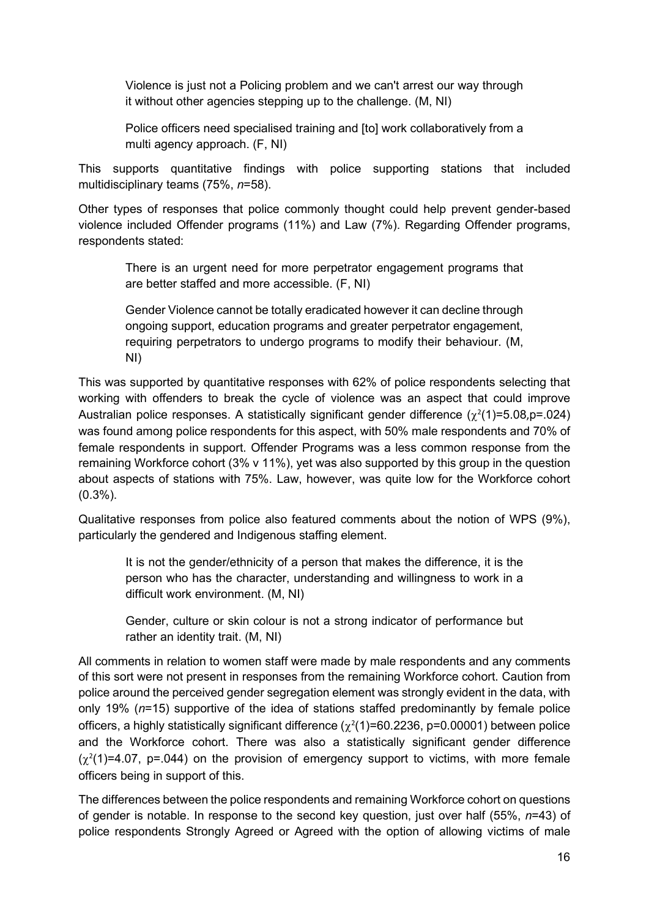> Violence is just not a Policing problem and we can't arrest our way through it without other agencies stepping up to the challenge. (M, NI)

> Police officers need specialised training and [to] work collaboratively from a multi agency approach. (F, NI)

This supports quantitative findings with police supporting stations that included multidisciplinary teams (75%, *n*=58).

Other types of responses that police commonly thought could help prevent gender-based violence included Offender programs (11%) and Law (7%). Regarding Offender programs, respondents stated:

> There is an urgent need for more perpetrator engagement programs that are better staffed and more accessible. (F, NI)

> Gender Violence cannot be totally eradicated however it can decline through ongoing support, education programs and greater perpetrator engagement, requiring perpetrators to undergo programs to modify their behaviour. (M, NI)

This was supported by quantitative responses with 62% of police respondents selecting that working with offenders to break the cycle of violence was an aspect that could improve Australian police responses. A statistically significant gender difference ($\chi^2(1)=5.08, p=.024$) was found among police respondents for this aspect, with 50% male respondents and 70% of female respondents in support. Offender Programs was a less common response from the remaining Workforce cohort (3% v 11%), yet was also supported by this group in the question about aspects of stations with 75%. Law, however, was quite low for the Workforce cohort (0.3%).

Qualitative responses from police also featured comments about the notion of WPS (9%), particularly the gendered and Indigenous staffing element.

> It is not the gender/ethnicity of a person that makes the difference, it is the person who has the character, understanding and willingness to work in a difficult work environment. (M, NI)

> Gender, culture or skin colour is not a strong indicator of performance but rather an identity trait. (M, NI)

All comments in relation to women staff were made by male respondents and any comments of this sort were not present in responses from the remaining Workforce cohort. Caution from police around the perceived gender segregation element was strongly evident in the data, with only 19% (*n*=15) supportive of the idea of stations staffed predominantly by female police officers, a highly statistically significant difference ($\chi^2(1)=60.2236$, p=0.00001) between police and the Workforce cohort. There was also a statistically significant gender difference ($\chi^2(1)=4.07$, p=.044) on the provision of emergency support to victims, with more female officers being in support of this.

The differences between the police respondents and remaining Workforce cohort on questions of gender is notable. In response to the second key question, just over half (55%, *n*=43) of police respondents Strongly Agreed or Agreed with the option of allowing victims of male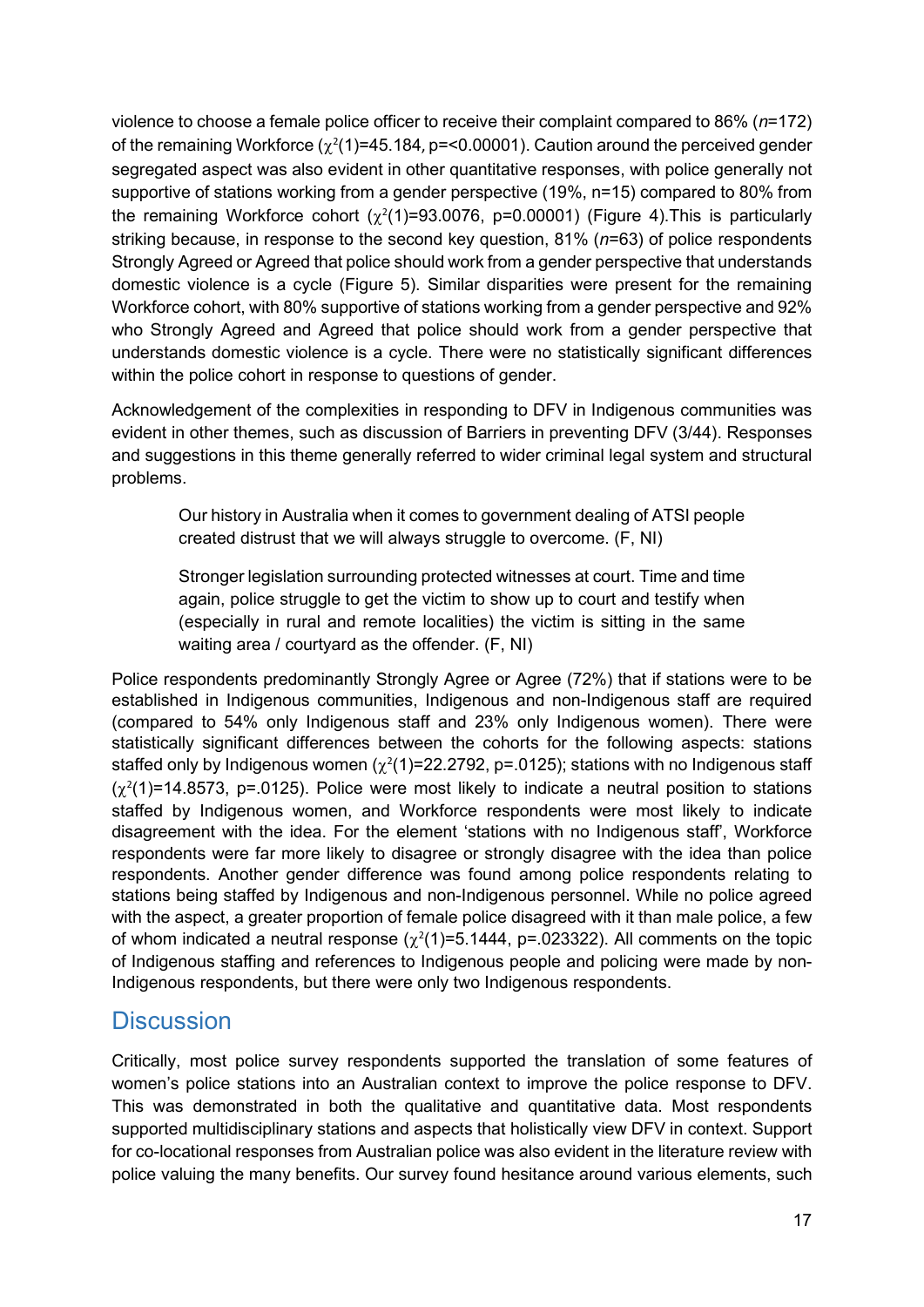violence to choose a female police officer to receive their complaint compared to 86% (*n*=172) of the remaining Workforce ($\chi^2(1)$=45.184, p=<0.00001). Caution around the perceived gender segregated aspect was also evident in other quantitative responses, with police generally not supportive of stations working from a gender perspective (19%, n=15) compared to 80% from the remaining Workforce cohort ($\chi^2(1)$=93.0076, p=0.00001) (Figure 4).This is particularly striking because, in response to the second key question, 81% (*n*=63) of police respondents Strongly Agreed or Agreed that police should work from a gender perspective that understands domestic violence is a cycle (Figure 5). Similar disparities were present for the remaining Workforce cohort, with 80% supportive of stations working from a gender perspective and 92% who Strongly Agreed and Agreed that police should work from a gender perspective that understands domestic violence is a cycle. There were no statistically significant differences within the police cohort in response to questions of gender.

Acknowledgement of the complexities in responding to DFV in Indigenous communities was evident in other themes, such as discussion of Barriers in preventing DFV (3/44). Responses and suggestions in this theme generally referred to wider criminal legal system and structural problems.

> Our history in Australia when it comes to government dealing of ATSI people created distrust that we will always struggle to overcome. (F, NI)

> Stronger legislation surrounding protected witnesses at court. Time and time again, police struggle to get the victim to show up to court and testify when (especially in rural and remote localities) the victim is sitting in the same waiting area / courtyard as the offender. (F, NI)

Police respondents predominantly Strongly Agree or Agree (72%) that if stations were to be established in Indigenous communities, Indigenous and non-Indigenous staff are required (compared to 54% only Indigenous staff and 23% only Indigenous women). There were statistically significant differences between the cohorts for the following aspects: stations staffed only by Indigenous women ($\chi^2(1)$=22.2792, p=.0125); stations with no Indigenous staff ($\chi^2(1)$=14.8573, p=.0125). Police were most likely to indicate a neutral position to stations staffed by Indigenous women, and Workforce respondents were most likely to indicate disagreement with the idea. For the element 'stations with no Indigenous staff', Workforce respondents were far more likely to disagree or strongly disagree with the idea than police respondents. Another gender difference was found among police respondents relating to stations being staffed by Indigenous and non-Indigenous personnel. While no police agreed with the aspect, a greater proportion of female police disagreed with it than male police, a few of whom indicated a neutral response ($\chi^2(1)$=5.1444, p=.023322). All comments on the topic of Indigenous staffing and references to Indigenous people and policing were made by non-Indigenous respondents, but there were only two Indigenous respondents.

## Discussion

Critically, most police survey respondents supported the translation of some features of women's police stations into an Australian context to improve the police response to DFV. This was demonstrated in both the qualitative and quantitative data. Most respondents supported multidisciplinary stations and aspects that holistically view DFV in context. Support for co-locational responses from Australian police was also evident in the literature review with police valuing the many benefits. Our survey found hesitance around various elements, such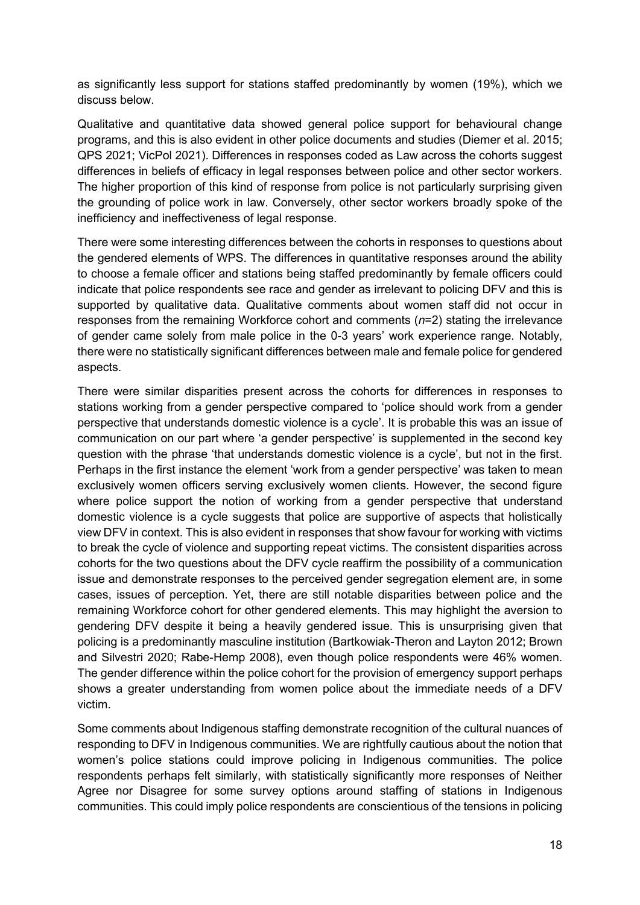as significantly less support for stations staffed predominantly by women (19%), which we discuss below.

Qualitative and quantitative data showed general police support for behavioural change programs, and this is also evident in other police documents and studies (Diemer et al. 2015; QPS 2021; VicPol 2021). Differences in responses coded as Law across the cohorts suggest differences in beliefs of efficacy in legal responses between police and other sector workers. The higher proportion of this kind of response from police is not particularly surprising given the grounding of police work in law. Conversely, other sector workers broadly spoke of the inefficiency and ineffectiveness of legal response.

There were some interesting differences between the cohorts in responses to questions about the gendered elements of WPS. The differences in quantitative responses around the ability to choose a female officer and stations being staffed predominantly by female officers could indicate that police respondents see race and gender as irrelevant to policing DFV and this is supported by qualitative data. Qualitative comments about women staff did not occur in responses from the remaining Workforce cohort and comments (*n*=2) stating the irrelevance of gender came solely from male police in the 0-3 years' work experience range. Notably, there were no statistically significant differences between male and female police for gendered aspects.

There were similar disparities present across the cohorts for differences in responses to stations working from a gender perspective compared to 'police should work from a gender perspective that understands domestic violence is a cycle'. It is probable this was an issue of communication on our part where 'a gender perspective' is supplemented in the second key question with the phrase 'that understands domestic violence is a cycle', but not in the first. Perhaps in the first instance the element 'work from a gender perspective' was taken to mean exclusively women officers serving exclusively women clients. However, the second figure where police support the notion of working from a gender perspective that understand domestic violence is a cycle suggests that police are supportive of aspects that holistically view DFV in context. This is also evident in responses that show favour for working with victims to break the cycle of violence and supporting repeat victims. The consistent disparities across cohorts for the two questions about the DFV cycle reaffirm the possibility of a communication issue and demonstrate responses to the perceived gender segregation element are, in some cases, issues of perception. Yet, there are still notable disparities between police and the remaining Workforce cohort for other gendered elements. This may highlight the aversion to gendering DFV despite it being a heavily gendered issue. This is unsurprising given that policing is a predominantly masculine institution (Bartkowiak-Theron and Layton 2012; Brown and Silvestri 2020; Rabe-Hemp 2008), even though police respondents were 46% women. The gender difference within the police cohort for the provision of emergency support perhaps shows a greater understanding from women police about the immediate needs of a DFV victim.

Some comments about Indigenous staffing demonstrate recognition of the cultural nuances of responding to DFV in Indigenous communities. We are rightfully cautious about the notion that women's police stations could improve policing in Indigenous communities. The police respondents perhaps felt similarly, with statistically significantly more responses of Neither Agree nor Disagree for some survey options around staffing of stations in Indigenous communities. This could imply police respondents are conscientious of the tensions in policing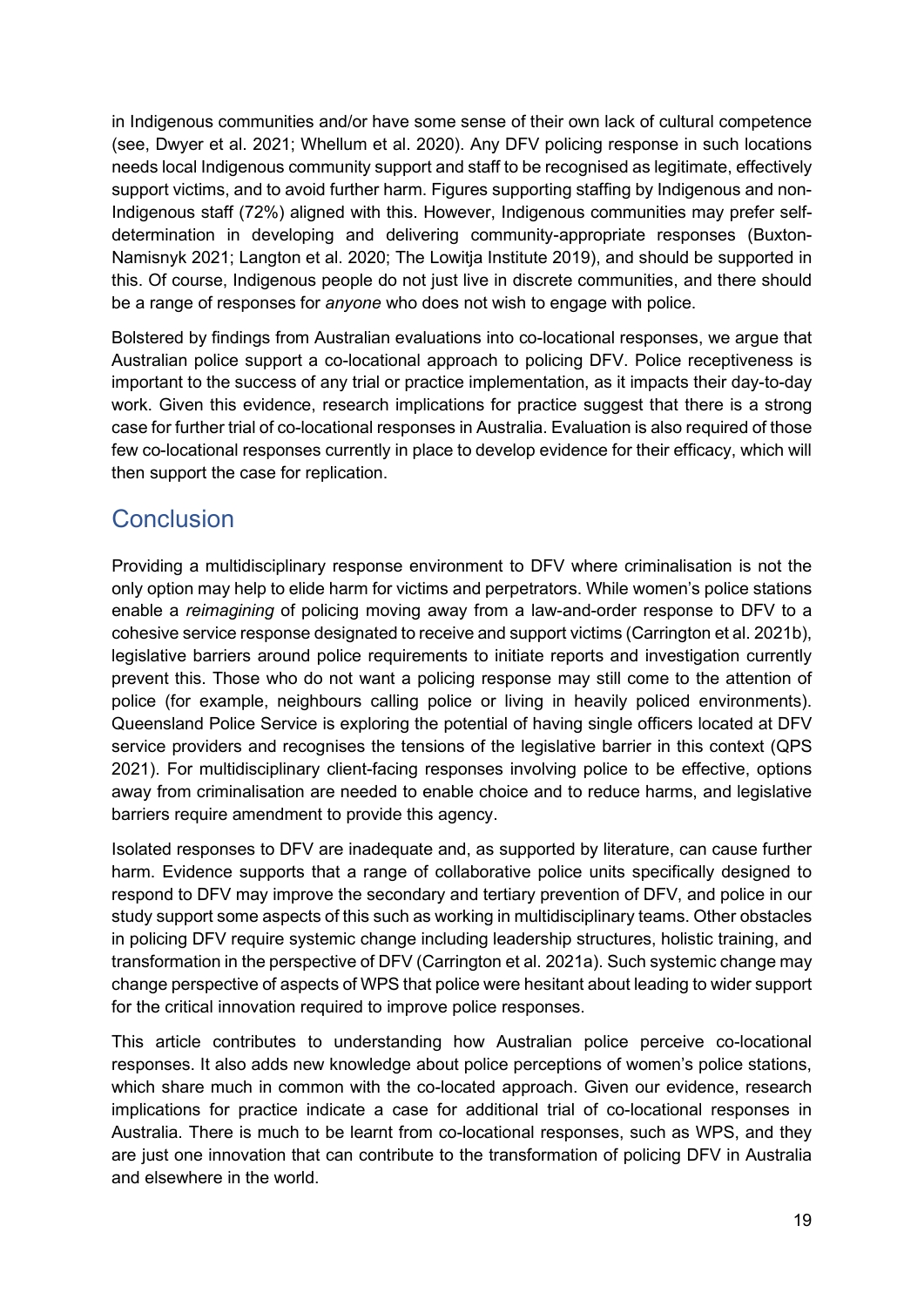in Indigenous communities and/or have some sense of their own lack of cultural competence (see, Dwyer et al. 2021; Whellum et al. 2020). Any DFV policing response in such locations needs local Indigenous community support and staff to be recognised as legitimate, effectively support victims, and to avoid further harm. Figures supporting staffing by Indigenous and non-Indigenous staff (72%) aligned with this. However, Indigenous communities may prefer self-determination in developing and delivering community-appropriate responses (Buxton-Namisnyk 2021; Langton et al. 2020; The Lowitja Institute 2019), and should be supported in this. Of course, Indigenous people do not just live in discrete communities, and there should be a range of responses for *anyone* who does not wish to engage with police.

Bolstered by findings from Australian evaluations into co-locational responses, we argue that Australian police support a co-locational approach to policing DFV. Police receptiveness is important to the success of any trial or practice implementation, as it impacts their day-to-day work. Given this evidence, research implications for practice suggest that there is a strong case for further trial of co-locational responses in Australia. Evaluation is also required of those few co-locational responses currently in place to develop evidence for their efficacy, which will then support the case for replication.

## Conclusion

Providing a multidisciplinary response environment to DFV where criminalisation is not the only option may help to elide harm for victims and perpetrators. While women's police stations enable a *reimagining* of policing moving away from a law-and-order response to DFV to a cohesive service response designated to receive and support victims (Carrington et al. 2021b), legislative barriers around police requirements to initiate reports and investigation currently prevent this. Those who do not want a policing response may still come to the attention of police (for example, neighbours calling police or living in heavily policed environments). Queensland Police Service is exploring the potential of having single officers located at DFV service providers and recognises the tensions of the legislative barrier in this context (QPS 2021). For multidisciplinary client-facing responses involving police to be effective, options away from criminalisation are needed to enable choice and to reduce harms, and legislative barriers require amendment to provide this agency.

Isolated responses to DFV are inadequate and, as supported by literature, can cause further harm. Evidence supports that a range of collaborative police units specifically designed to respond to DFV may improve the secondary and tertiary prevention of DFV, and police in our study support some aspects of this such as working in multidisciplinary teams. Other obstacles in policing DFV require systemic change including leadership structures, holistic training, and transformation in the perspective of DFV (Carrington et al. 2021a). Such systemic change may change perspective of aspects of WPS that police were hesitant about leading to wider support for the critical innovation required to improve police responses.

This article contributes to understanding how Australian police perceive co-locational responses. It also adds new knowledge about police perceptions of women's police stations, which share much in common with the co-located approach. Given our evidence, research implications for practice indicate a case for additional trial of co-locational responses in Australia. There is much to be learnt from co-locational responses, such as WPS, and they are just one innovation that can contribute to the transformation of policing DFV in Australia and elsewhere in the world.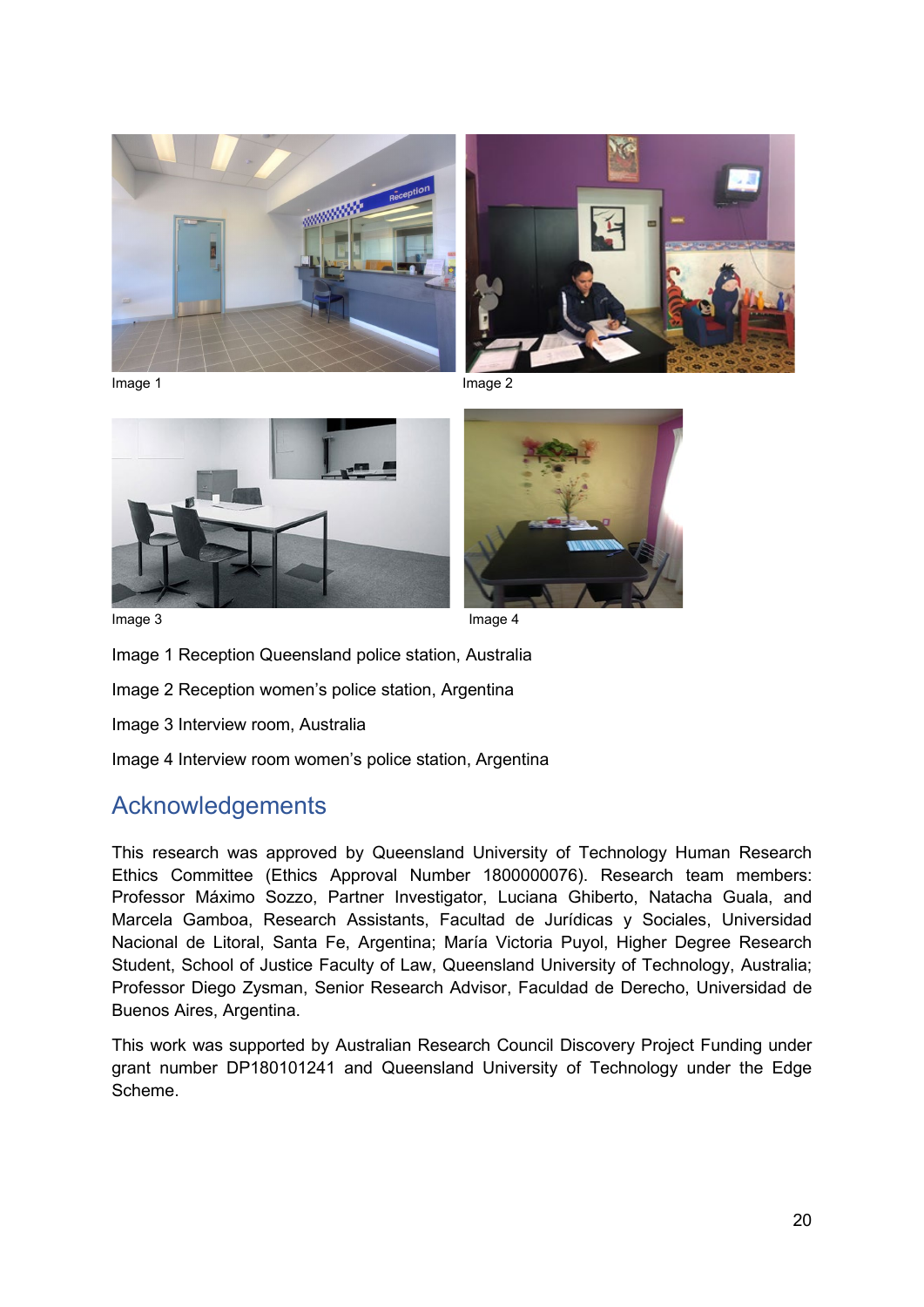Image 1

Image 2

Image 3

Image 4

Image 1 Reception Queensland police station, Australia

Image 2 Reception women's police station, Argentina

Image 3 Interview room, Australia

Image 4 Interview room women's police station, Argentina

## Acknowledgements

This research was approved by Queensland University of Technology Human Research Ethics Committee (Ethics Approval Number 1800000076). Research team members: Professor Máximo Sozzo, Partner Investigator, Luciana Ghiberto, Natacha Guala, and Marcela Gamboa, Research Assistants, Facultad de Jurídicas y Sociales, Universidad Nacional de Litoral, Santa Fe, Argentina; María Victoria Puyol, Higher Degree Research Student, School of Justice Faculty of Law, Queensland University of Technology, Australia; Professor Diego Zysman, Senior Research Advisor, Faculdad de Derecho, Universidad de Buenos Aires, Argentina.

This work was supported by Australian Research Council Discovery Project Funding under grant number DP180101241 and Queensland University of Technology under the Edge Scheme.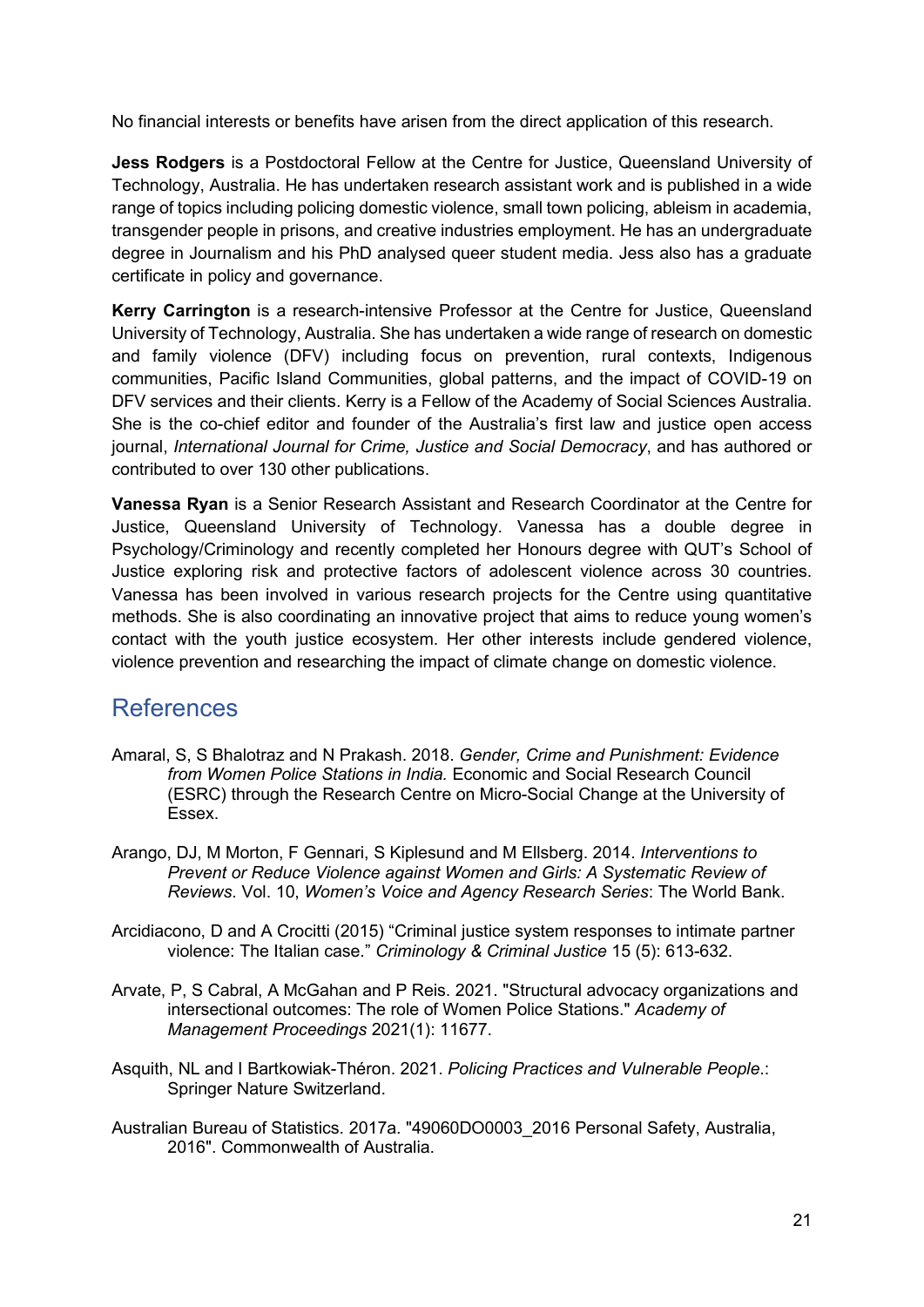No financial interests or benefits have arisen from the direct application of this research.

**Jess Rodgers** is a Postdoctoral Fellow at the Centre for Justice, Queensland University of Technology, Australia. He has undertaken research assistant work and is published in a wide range of topics including policing domestic violence, small town policing, ableism in academia, transgender people in prisons, and creative industries employment. He has an undergraduate degree in Journalism and his PhD analysed queer student media. Jess also has a graduate certificate in policy and governance.

**Kerry Carrington** is a research-intensive Professor at the Centre for Justice, Queensland University of Technology, Australia. She has undertaken a wide range of research on domestic and family violence (DFV) including focus on prevention, rural contexts, Indigenous communities, Pacific Island Communities, global patterns, and the impact of COVID-19 on DFV services and their clients. Kerry is a Fellow of the Academy of Social Sciences Australia. She is the co-chief editor and founder of the Australia's first law and justice open access journal, *International Journal for Crime, Justice and Social Democracy*, and has authored or contributed to over 130 other publications.

**Vanessa Ryan** is a Senior Research Assistant and Research Coordinator at the Centre for Justice, Queensland University of Technology. Vanessa has a double degree in Psychology/Criminology and recently completed her Honours degree with QUT's School of Justice exploring risk and protective factors of adolescent violence across 30 countries. Vanessa has been involved in various research projects for the Centre using quantitative methods. She is also coordinating an innovative project that aims to reduce young women's contact with the youth justice ecosystem. Her other interests include gendered violence, violence prevention and researching the impact of climate change on domestic violence.

## References

Amaral, S, S Bhalotraz and N Prakash. 2018. *Gender, Crime and Punishment: Evidence from Women Police Stations in India.* Economic and Social Research Council (ESRC) through the Research Centre on Micro-Social Change at the University of Essex.

Arango, DJ, M Morton, F Gennari, S Kiplesund and M Ellsberg. 2014. *Interventions to Prevent or Reduce Violence against Women and Girls: A Systematic Review of Reviews*. Vol. 10, *Women's Voice and Agency Research Series*: The World Bank.

Arcidiacono, D and A Crocitti (2015) "Criminal justice system responses to intimate partner violence: The Italian case." *Criminology & Criminal Justice* 15 (5): 613-632.

Arvate, P, S Cabral, A McGahan and P Reis. 2021. "Structural advocacy organizations and intersectional outcomes: The role of Women Police Stations." *Academy of Management Proceedings* 2021(1): 11677.

Asquith, NL and I Bartkowiak-Théron. 2021. *Policing Practices and Vulnerable People*.: Springer Nature Switzerland.

Australian Bureau of Statistics. 2017a. "49060DO0003_2016 Personal Safety, Australia, 2016". Commonwealth of Australia.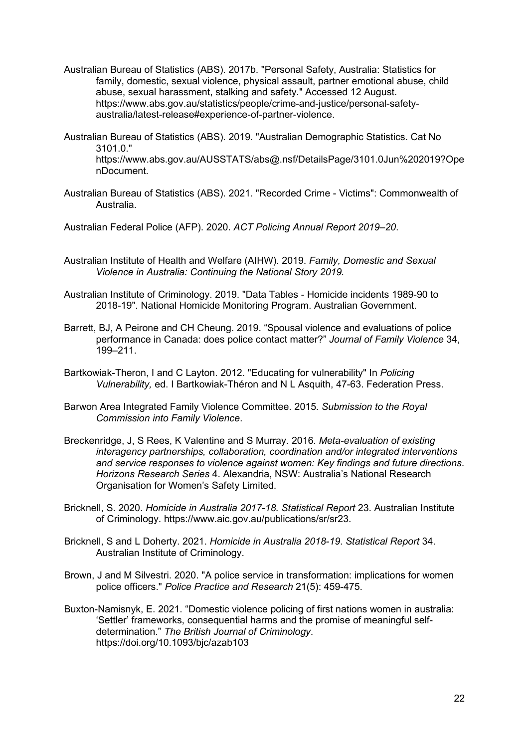Australian Bureau of Statistics (ABS). 2017b. "Personal Safety, Australia: Statistics for family, domestic, sexual violence, physical assault, partner emotional abuse, child abuse, sexual harassment, stalking and safety." Accessed 12 August. https://www.abs.gov.au/statistics/people/crime-and-justice/personal-safety-australia/latest-release#experience-of-partner-violence.

Australian Bureau of Statistics (ABS). 2019. "Australian Demographic Statistics. Cat No 3101.0." https://www.abs.gov.au/AUSSTATS/abs@.nsf/DetailsPage/3101.0Jun%202019?OpenDocument.

Australian Bureau of Statistics (ABS). 2021. "Recorded Crime - Victims": Commonwealth of Australia.

Australian Federal Police (AFP). 2020. *ACT Policing Annual Report 2019–20*.

Australian Institute of Health and Welfare (AIHW). 2019. *Family, Domestic and Sexual Violence in Australia: Continuing the National Story 2019.*

Australian Institute of Criminology. 2019. "Data Tables - Homicide incidents 1989-90 to 2018-19". National Homicide Monitoring Program. Australian Government.

Barrett, BJ, A Peirone and CH Cheung. 2019. "Spousal violence and evaluations of police performance in Canada: does police contact matter?" *Journal of Family Violence* 34, 199–211.

Bartkowiak-Theron, I and C Layton. 2012. "Educating for vulnerability" In *Policing Vulnerability,* ed. I Bartkowiak-Théron and N L Asquith, 47-63. Federation Press.

Barwon Area Integrated Family Violence Committee. 2015. *Submission to the Royal Commission into Family Violence*.

Breckenridge, J, S Rees, K Valentine and S Murray. 2016. *Meta-evaluation of existing interagency partnerships, collaboration, coordination and/or integrated interventions and service responses to violence against women: Key findings and future directions*. *Horizons Research Series* 4. Alexandria, NSW: Australia's National Research Organisation for Women's Safety Limited.

Bricknell, S. 2020. *Homicide in Australia 2017-18. Statistical Report* 23. Australian Institute of Criminology. https://www.aic.gov.au/publications/sr/sr23.

Bricknell, S and L Doherty. 2021. *Homicide in Australia 2018-19*. *Statistical Report* 34. Australian Institute of Criminology.

Brown, J and M Silvestri. 2020. "A police service in transformation: implications for women police officers." *Police Practice and Research* 21(5): 459-475.

Buxton-Namisnyk, E. 2021. "Domestic violence policing of first nations women in australia: 'Settler' frameworks, consequential harms and the promise of meaningful self-determination." *The British Journal of Criminology*. https://doi.org/10.1093/bjc/azab103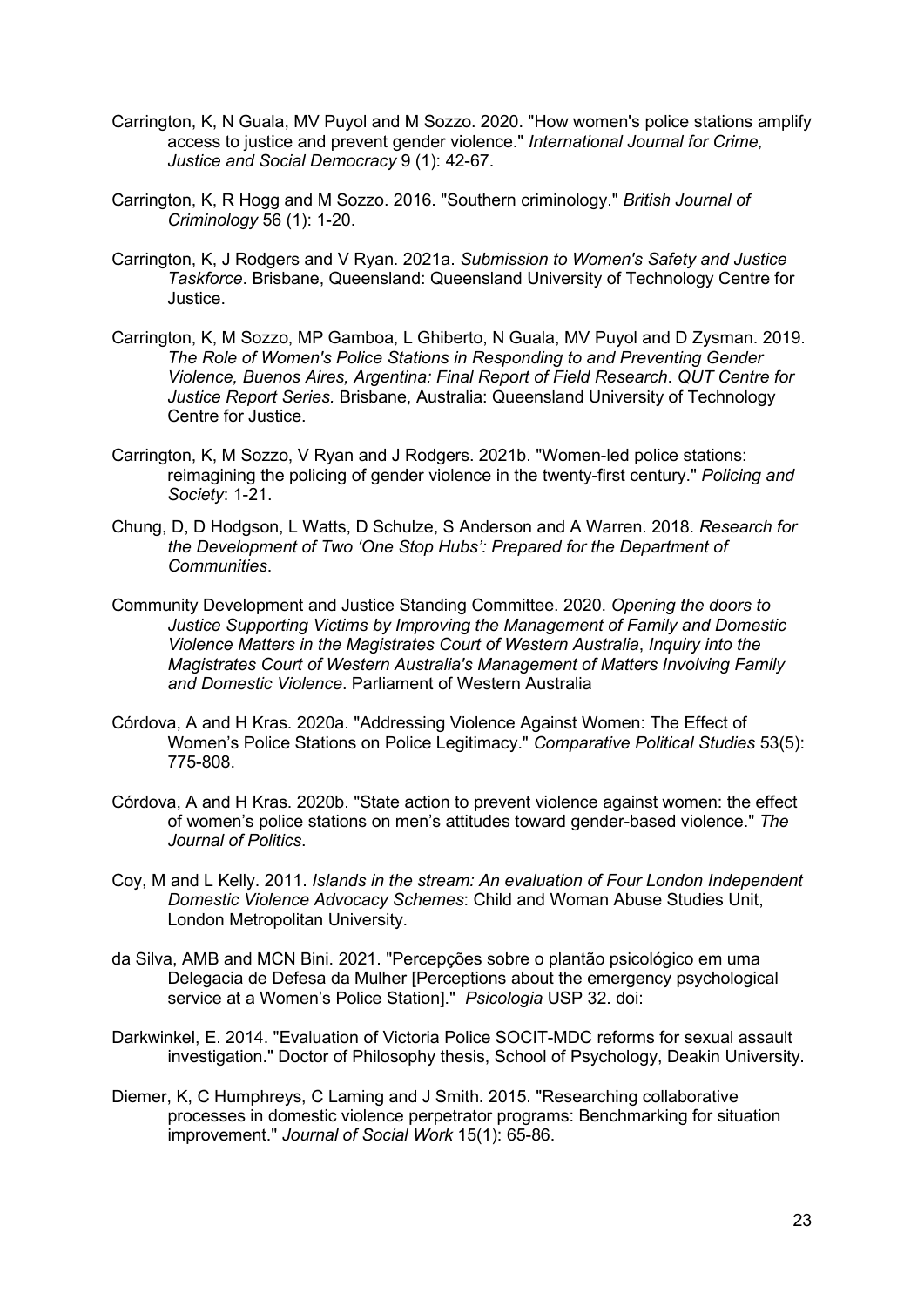Carrington, K, N Guala, MV Puyol and M Sozzo. 2020. "How women's police stations amplify access to justice and prevent gender violence." *International Journal for Crime, Justice and Social Democracy* 9 (1): 42-67.

Carrington, K, R Hogg and M Sozzo. 2016. "Southern criminology." *British Journal of Criminology* 56 (1): 1-20.

Carrington, K, J Rodgers and V Ryan. 2021a. *Submission to Women's Safety and Justice Taskforce*. Brisbane, Queensland: Queensland University of Technology Centre for Justice.

Carrington, K, M Sozzo, MP Gamboa, L Ghiberto, N Guala, MV Puyol and D Zysman. 2019. *The Role of Women's Police Stations in Responding to and Preventing Gender Violence, Buenos Aires, Argentina: Final Report of Field Research*. *QUT Centre for Justice Report Series.* Brisbane, Australia: Queensland University of Technology Centre for Justice.

Carrington, K, M Sozzo, V Ryan and J Rodgers. 2021b. "Women-led police stations: reimagining the policing of gender violence in the twenty-first century." *Policing and Society*: 1-21.

Chung, D, D Hodgson, L Watts, D Schulze, S Anderson and A Warren. 2018. *Research for the Development of Two 'One Stop Hubs': Prepared for the Department of Communities*.

Community Development and Justice Standing Committee. 2020. *Opening the doors to Justice Supporting Victims by Improving the Management of Family and Domestic Violence Matters in the Magistrates Court of Western Australia*, *Inquiry into the Magistrates Court of Western Australia's Management of Matters Involving Family and Domestic Violence*. Parliament of Western Australia

Córdova, A and H Kras. 2020a. "Addressing Violence Against Women: The Effect of Women's Police Stations on Police Legitimacy." *Comparative Political Studies* 53(5): 775-808.

Córdova, A and H Kras. 2020b. "State action to prevent violence against women: the effect of women's police stations on men's attitudes toward gender-based violence." *The Journal of Politics*.

Coy, M and L Kelly. 2011. *Islands in the stream: An evaluation of Four London Independent Domestic Violence Advocacy Schemes*: Child and Woman Abuse Studies Unit, London Metropolitan University.

da Silva, AMB and MCN Bini. 2021. "Percepções sobre o plantão psicológico em uma Delegacia de Defesa da Mulher [Perceptions about the emergency psychological service at a Women's Police Station]." *Psicologia* USP 32. doi:

Darkwinkel, E. 2014. "Evaluation of Victoria Police SOCIT-MDC reforms for sexual assault investigation." Doctor of Philosophy thesis, School of Psychology, Deakin University.

Diemer, K, C Humphreys, C Laming and J Smith. 2015. "Researching collaborative processes in domestic violence perpetrator programs: Benchmarking for situation improvement." *Journal of Social Work* 15(1): 65-86.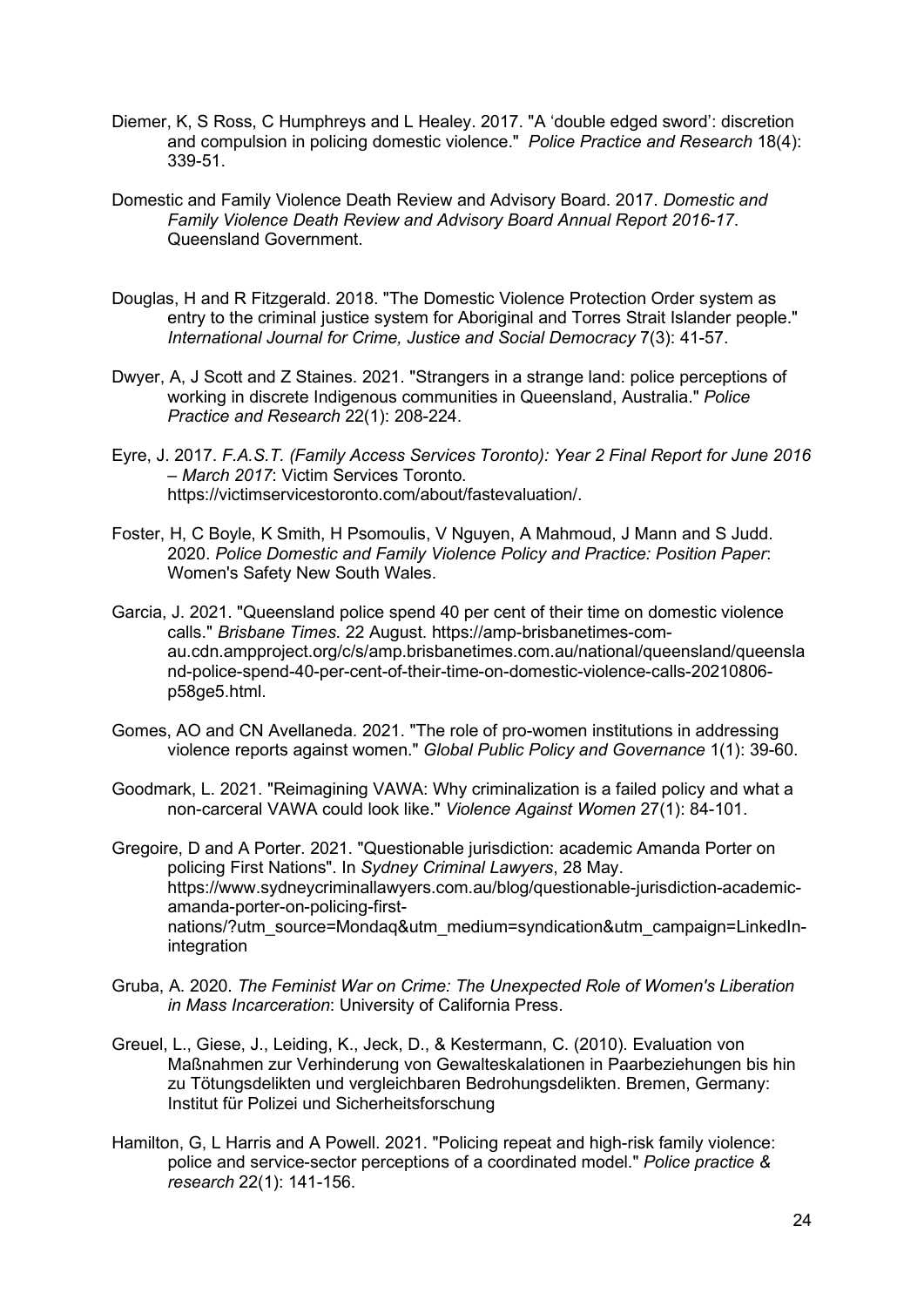Diemer, K, S Ross, C Humphreys and L Healey. 2017. "A 'double edged sword': discretion and compulsion in policing domestic violence." *Police Practice and Research* 18(4): 339-51.

Domestic and Family Violence Death Review and Advisory Board. 2017. *Domestic and Family Violence Death Review and Advisory Board Annual Report 2016-17*. Queensland Government.

Douglas, H and R Fitzgerald. 2018. "The Domestic Violence Protection Order system as entry to the criminal justice system for Aboriginal and Torres Strait Islander people." *International Journal for Crime, Justice and Social Democracy* 7(3): 41-57.

Dwyer, A, J Scott and Z Staines. 2021. "Strangers in a strange land: police perceptions of working in discrete Indigenous communities in Queensland, Australia." *Police Practice and Research* 22(1): 208-224.

Eyre, J. 2017. *F.A.S.T. (Family Access Services Toronto): Year 2 Final Report for June 2016 – March 2017*: Victim Services Toronto. https://victimservicestoronto.com/about/fastevaluation/.

Foster, H, C Boyle, K Smith, H Psomoulis, V Nguyen, A Mahmoud, J Mann and S Judd. 2020. *Police Domestic and Family Violence Policy and Practice: Position Paper*: Women's Safety New South Wales.

Garcia, J. 2021. "Queensland police spend 40 per cent of their time on domestic violence calls." *Brisbane Times*. 22 August. https://amp-brisbanetimes-com-au.cdn.ampproject.org/c/s/amp.brisbanetimes.com.au/national/queensland/queensland-police-spend-40-per-cent-of-their-time-on-domestic-violence-calls-20210806-p58ge5.html.

Gomes, AO and CN Avellaneda. 2021. "The role of pro-women institutions in addressing violence reports against women." *Global Public Policy and Governance* 1(1): 39-60.

Goodmark, L. 2021. "Reimagining VAWA: Why criminalization is a failed policy and what a non-carceral VAWA could look like." *Violence Against Women* 27(1): 84-101.

Gregoire, D and A Porter. 2021. "Questionable jurisdiction: academic Amanda Porter on policing First Nations". In *Sydney Criminal Lawyers*, 28 May. https://www.sydneycriminallawyers.com.au/blog/questionable-jurisdiction-academic-amanda-porter-on-policing-first-nations/?utm_source=Mondaq&utm_medium=syndication&utm_campaign=LinkedIn-integration

Gruba, A. 2020. *The Feminist War on Crime: The Unexpected Role of Women's Liberation in Mass Incarceration*: University of California Press.

Greuel, L., Giese, J., Leiding, K., Jeck, D., & Kestermann, C. (2010). Evaluation von Maßnahmen zur Verhinderung von Gewalteskalationen in Paarbeziehungen bis hin zu Tötungsdelikten und vergleichbaren Bedrohungsdelikten. Bremen, Germany: Institut für Polizei und Sicherheitsforschung

Hamilton, G, L Harris and A Powell. 2021. "Policing repeat and high-risk family violence: police and service-sector perceptions of a coordinated model." *Police practice & research* 22(1): 141-156.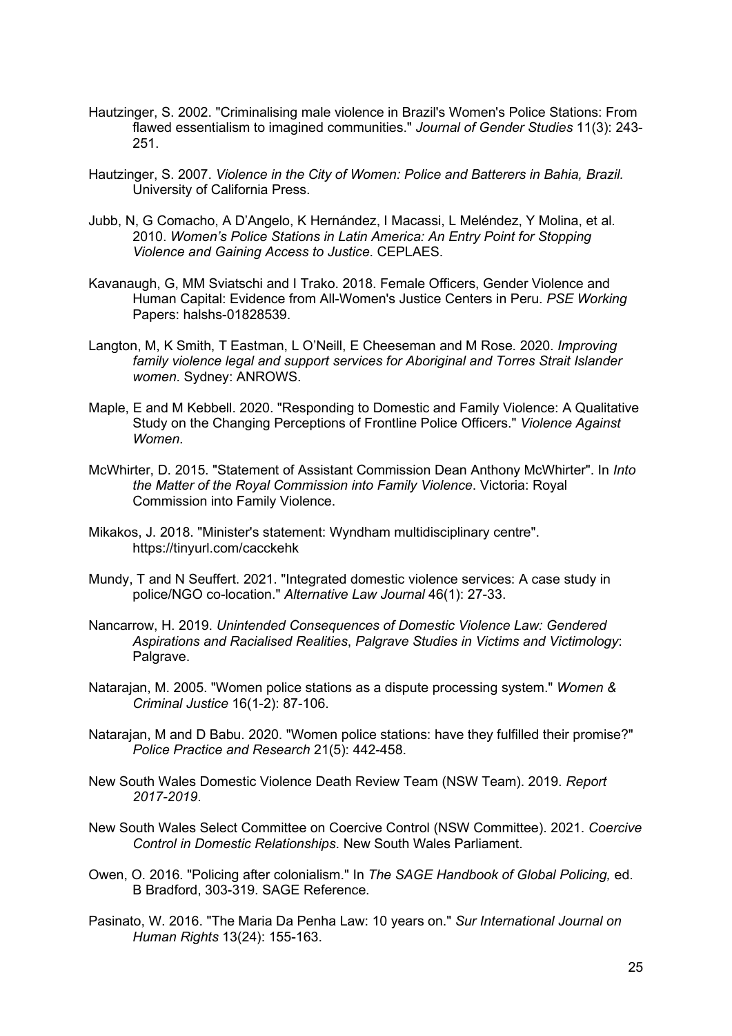Hautzinger, S. 2002. "Criminalising male violence in Brazil's Women's Police Stations: From flawed essentialism to imagined communities." *Journal of Gender Studies* 11(3): 243-251.

Hautzinger, S. 2007. *Violence in the City of Women: Police and Batterers in Bahia, Brazil.* University of California Press.

Jubb, N, G Comacho, A D'Angelo, K Hernández, I Macassi, L Meléndez, Y Molina, et al. 2010. *Women's Police Stations in Latin America: An Entry Point for Stopping Violence and Gaining Access to Justice*. CEPLAES.

Kavanaugh, G, MM Sviatschi and I Trako. 2018. Female Officers, Gender Violence and Human Capital: Evidence from All-Women's Justice Centers in Peru. *PSE Working* Papers: halshs-01828539.

Langton, M, K Smith, T Eastman, L O'Neill, E Cheeseman and M Rose. 2020. *Improving family violence legal and support services for Aboriginal and Torres Strait Islander women*. Sydney: ANROWS.

Maple, E and M Kebbell. 2020. "Responding to Domestic and Family Violence: A Qualitative Study on the Changing Perceptions of Frontline Police Officers." *Violence Against Women*.

McWhirter, D. 2015. "Statement of Assistant Commission Dean Anthony McWhirter". In *Into the Matter of the Royal Commission into Family Violence*. Victoria: Royal Commission into Family Violence.

Mikakos, J. 2018. "Minister's statement: Wyndham multidisciplinary centre". https://tinyurl.com/cacckehk

Mundy, T and N Seuffert. 2021. "Integrated domestic violence services: A case study in police/NGO co-location." *Alternative Law Journal* 46(1): 27-33.

Nancarrow, H. 2019. *Unintended Consequences of Domestic Violence Law: Gendered Aspirations and Racialised Realities*, *Palgrave Studies in Victims and Victimology*: Palgrave.

Natarajan, M. 2005. "Women police stations as a dispute processing system." *Women & Criminal Justice* 16(1-2): 87-106.

Natarajan, M and D Babu. 2020. "Women police stations: have they fulfilled their promise?" *Police Practice and Research* 21(5): 442-458.

New South Wales Domestic Violence Death Review Team (NSW Team). 2019. *Report 2017-2019*.

New South Wales Select Committee on Coercive Control (NSW Committee). 2021. *Coercive Control in Domestic Relationships*. New South Wales Parliament.

Owen, O. 2016. "Policing after colonialism." In *The SAGE Handbook of Global Policing,* ed. B Bradford, 303-319. SAGE Reference.

Pasinato, W. 2016. "The Maria Da Penha Law: 10 years on." *Sur International Journal on Human Rights* 13(24): 155-163.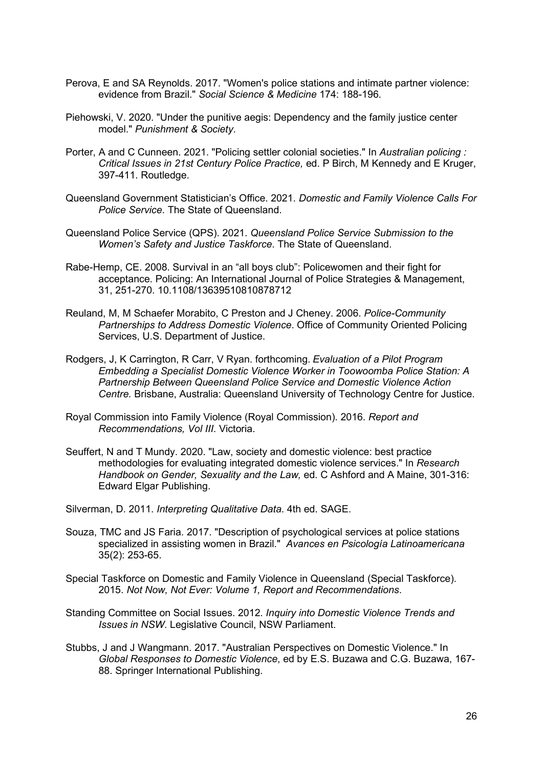Perova, E and SA Reynolds. 2017. "Women's police stations and intimate partner violence: evidence from Brazil." *Social Science & Medicine* 174: 188-196.

Piehowski, V. 2020. "Under the punitive aegis: Dependency and the family justice center model." *Punishment & Society*.

Porter, A and C Cunneen. 2021. "Policing settler colonial societies." In *Australian policing : Critical Issues in 21st Century Police Practice,* ed. P Birch, M Kennedy and E Kruger, 397-411. Routledge.

Queensland Government Statistician's Office. 2021. *Domestic and Family Violence Calls For Police Service*. The State of Queensland.

Queensland Police Service (QPS). 2021. *Queensland Police Service Submission to the Women's Safety and Justice Taskforce*. The State of Queensland.

Rabe-Hemp, CE. 2008. Survival in an "all boys club": Policewomen and their fight for acceptance. Policing: An International Journal of Police Strategies & Management, 31, 251-270. 10.1108/13639510810878712

Reuland, M, M Schaefer Morabito, C Preston and J Cheney. 2006. *Police-Community Partnerships to Address Domestic Violence*. Office of Community Oriented Policing Services, U.S. Department of Justice.

Rodgers, J, K Carrington, R Carr, V Ryan. forthcoming. *Evaluation of a Pilot Program Embedding a Specialist Domestic Violence Worker in Toowoomba Police Station: A Partnership Between Queensland Police Service and Domestic Violence Action Centre.* Brisbane, Australia: Queensland University of Technology Centre for Justice.

Royal Commission into Family Violence (Royal Commission). 2016. *Report and Recommendations, Vol III*. Victoria.

Seuffert, N and T Mundy. 2020. "Law, society and domestic violence: best practice methodologies for evaluating integrated domestic violence services." In *Research Handbook on Gender, Sexuality and the Law,* ed. C Ashford and A Maine, 301-316: Edward Elgar Publishing.

Silverman, D. 2011. *Interpreting Qualitative Data*. 4th ed. SAGE.

Souza, TMC and JS Faria. 2017. "Description of psychological services at police stations specialized in assisting women in Brazil." *Avances en Psicología Latinoamericana* 35(2): 253-65.

Special Taskforce on Domestic and Family Violence in Queensland (Special Taskforce). 2015. *Not Now, Not Ever: Volume 1, Report and Recommendations*.

Standing Committee on Social Issues. 2012. *Inquiry into Domestic Violence Trends and Issues in NSW*. Legislative Council, NSW Parliament.

Stubbs, J and J Wangmann. 2017. "Australian Perspectives on Domestic Violence." In *Global Responses to Domestic Violence*, ed by E.S. Buzawa and C.G. Buzawa, 167-88. Springer International Publishing.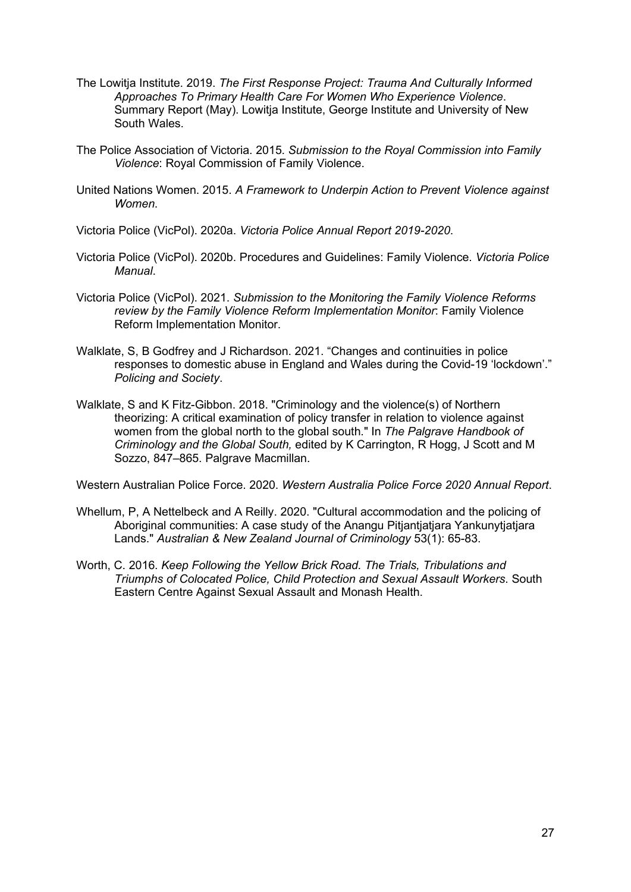The Lowitja Institute. 2019. *The First Response Project: Trauma And Culturally Informed Approaches To Primary Health Care For Women Who Experience Violence*. Summary Report (May). Lowitja Institute, George Institute and University of New South Wales.

The Police Association of Victoria. 2015. *Submission to the Royal Commission into Family Violence*: Royal Commission of Family Violence.

United Nations Women. 2015. *A Framework to Underpin Action to Prevent Violence against Women*.

Victoria Police (VicPol). 2020a. *Victoria Police Annual Report 2019-2020*.

Victoria Police (VicPol). 2020b. Procedures and Guidelines: Family Violence. *Victoria Police Manual*.

Victoria Police (VicPol). 2021. *Submission to the Monitoring the Family Violence Reforms review by the Family Violence Reform Implementation Monitor*: Family Violence Reform Implementation Monitor.

Walklate, S, B Godfrey and J Richardson. 2021. "Changes and continuities in police responses to domestic abuse in England and Wales during the Covid-19 'lockdown'." *Policing and Society*.

Walklate, S and K Fitz-Gibbon. 2018. "Criminology and the violence(s) of Northern theorizing: A critical examination of policy transfer in relation to violence against women from the global north to the global south." In *The Palgrave Handbook of Criminology and the Global South,* edited by K Carrington, R Hogg, J Scott and M Sozzo, 847–865. Palgrave Macmillan.

Western Australian Police Force. 2020. *Western Australia Police Force 2020 Annual Report*.

Whellum, P, A Nettelbeck and A Reilly. 2020. "Cultural accommodation and the policing of Aboriginal communities: A case study of the Anangu Pitjantjatjara Yankunytjatjara Lands." *Australian & New Zealand Journal of Criminology* 53(1): 65-83.

Worth, C. 2016. *Keep Following the Yellow Brick Road. The Trials, Tribulations and Triumphs of Colocated Police, Child Protection and Sexual Assault Workers*. South Eastern Centre Against Sexual Assault and Monash Health.